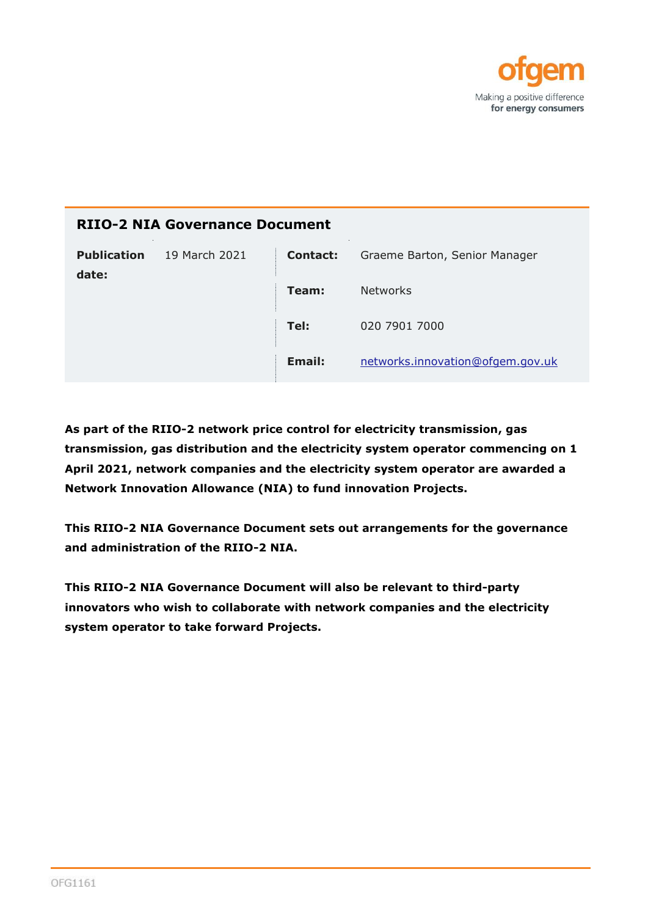ofgem

Making a positive difference
**for energy consumers**

# RIIO-2 NIA Governance Document

| | | | |
|---|---|---|---|
| **Publication date:** | 19 March 2021 | **Contact:** | Graeme Barton, Senior Manager |
| | | **Team:** | Networks |
| | | **Tel:** | 020 7901 7000 |
| | | **Email:** | networks.innovation@ofgem.gov.uk |

**As part of the RIIO-2 network price control for electricity transmission, gas transmission, gas distribution and the electricity system operator commencing on 1 April 2021, network companies and the electricity system operator are awarded a Network Innovation Allowance (NIA) to fund innovation Projects.**

**This RIIO-2 NIA Governance Document sets out arrangements for the governance and administration of the RIIO-2 NIA.**

**This RIIO-2 NIA Governance Document will also be relevant to third-party innovators who wish to collaborate with network companies and the electricity system operator to take forward Projects.**

OFG1161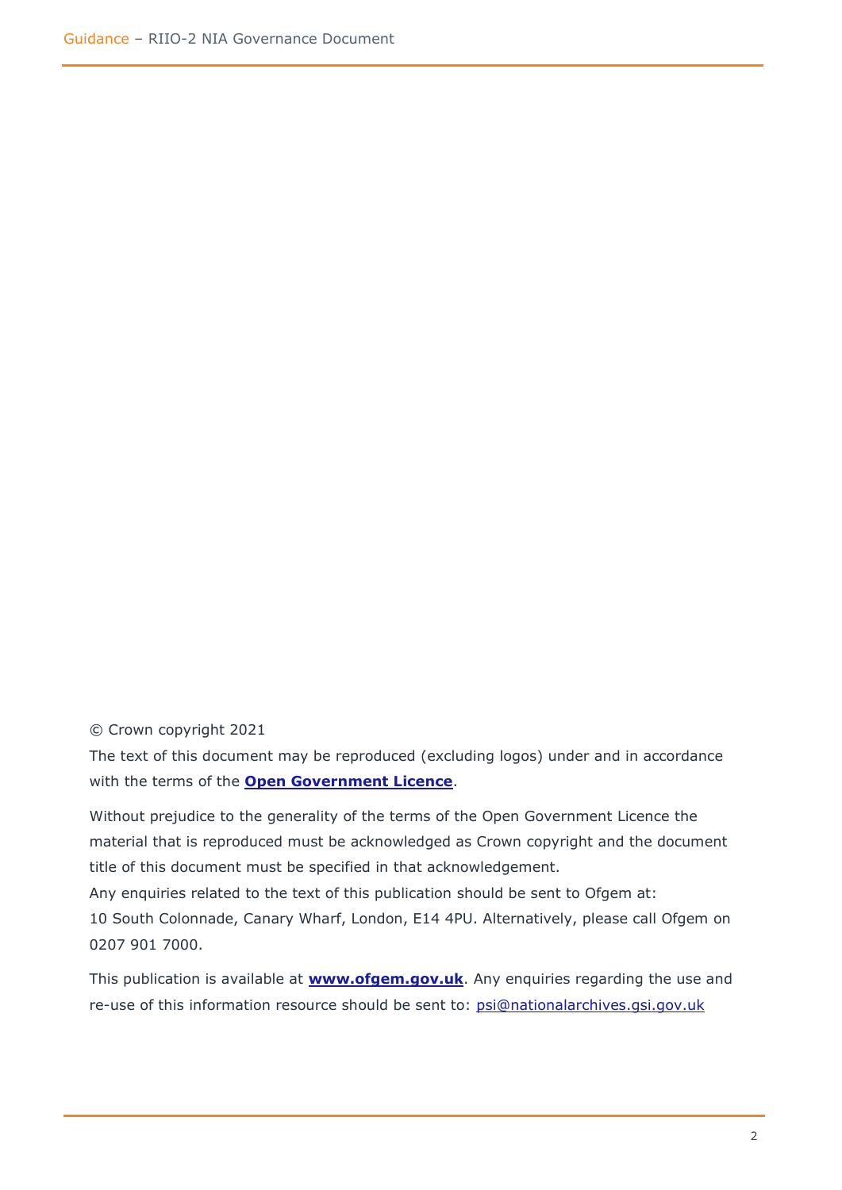© Crown copyright 2021

The text of this document may be reproduced (excluding logos) under and in accordance with the terms of the **Open Government Licence**.

Without prejudice to the generality of the terms of the Open Government Licence the material that is reproduced must be acknowledged as Crown copyright and the document title of this document must be specified in that acknowledgement.

Any enquiries related to the text of this publication should be sent to Ofgem at:

10 South Colonnade, Canary Wharf, London, E14 4PU. Alternatively, please call Ofgem on 0207 901 7000.

This publication is available at **www.ofgem.gov.uk**. Any enquiries regarding the use and re-use of this information resource should be sent to: psi@nationalarchives.gsi.gov.uk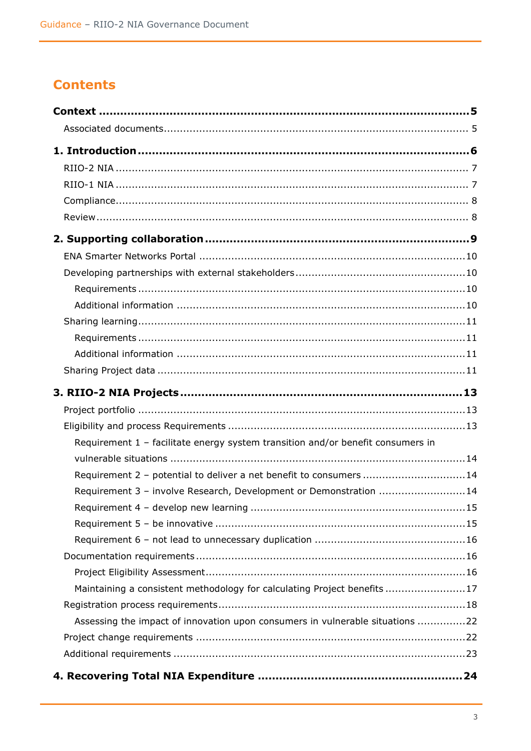## Contents

**Context** ........................................................................................................ **5**

Associated documents ........................................................................................ 5

**1. Introduction** .................................................................................................. **6**

RIIO-2 NIA ............................................................................................................ 7

RIIO-1 NIA ............................................................................................................ 7

Compliance ............................................................................................................ 8

Review .................................................................................................................... 8

**2. Supporting collaboration** .............................................................................. **9**

ENA Smarter Networks Portal ............................................................................ 10

Developing partnerships with external stakeholders ........................................ 10

Requirements ...................................................................................................... 10

Additional information ........................................................................................ 10

Sharing learning .................................................................................................. 11

Requirements ...................................................................................................... 11

Additional information ........................................................................................ 11

Sharing Project data ........................................................................................... 11

**3. RIIO-2 NIA Projects** .................................................................................... **13**

Project portfolio .................................................................................................. 13

Eligibility and process Requirements ................................................................. 13

Requirement 1 – facilitate energy system transition and/or benefit consumers in vulnerable situations ............................................................................................ 14

Requirement 2 – potential to deliver a net benefit to consumers ...................... 14

Requirement 3 – involve Research, Development or Demonstration ................ 14

Requirement 4 – develop new learning ............................................................. 15

Requirement 5 – be innovative ......................................................................... 15

Requirement 6 – not lead to unnecessary duplication ...................................... 16

Documentation requirements .............................................................................. 16

Project Eligibility Assessment ............................................................................. 16

Maintaining a consistent methodology for calculating Project benefits ............. 17

Registration process requirements ..................................................................... 18

Assessing the impact of innovation upon consumers in vulnerable situations ... 22

Project change requirements ............................................................................... 22

Additional requirements ...................................................................................... 23

**4. Recovering Total NIA Expenditure** .............................................................. **24**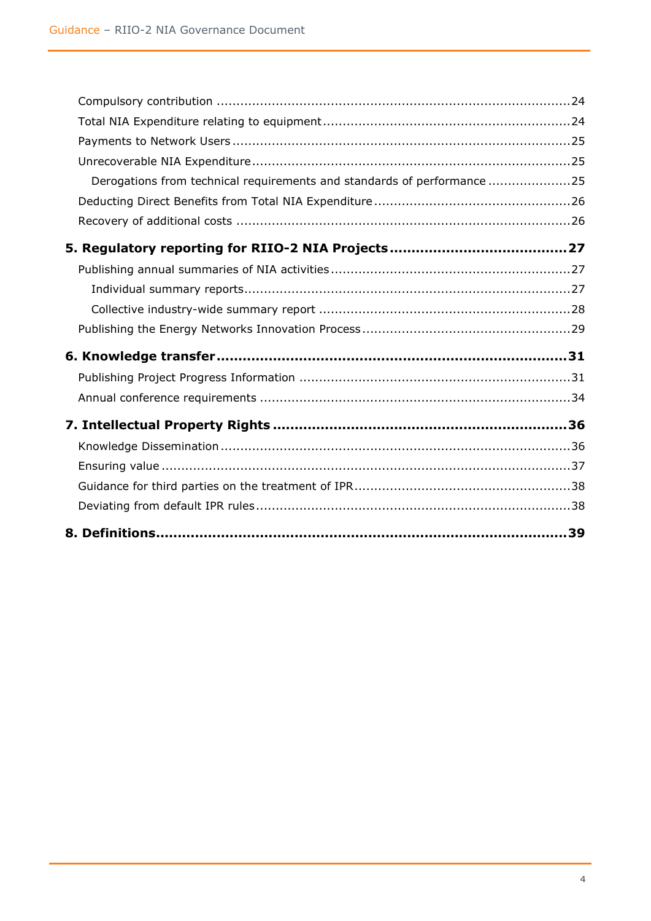Compulsory contribution ........................................................................................24
Total NIA Expenditure relating to equipment..............................................................24
Payments to Network Users ....................................................................................25
Unrecoverable NIA Expenditure................................................................................25
Derogations from technical requirements and standards of performance .....................25
Deducting Direct Benefits from Total NIA Expenditure .................................................26
Recovery of additional costs ....................................................................................26

**5. Regulatory reporting for RIIO-2 NIA Projects........................................27**

Publishing annual summaries of NIA activities............................................................27
Individual summary reports.................................................................................27
Collective industry-wide summary report ...............................................................28
Publishing the Energy Networks Innovation Process....................................................29

**6. Knowledge transfer...............................................................................31**

Publishing Project Progress Information ....................................................................31
Annual conference requirements ..............................................................................34

**7. Intellectual Property Rights ..................................................................36**

Knowledge Dissemination.......................................................................................36
Ensuring value .......................................................................................................37
Guidance for third parties on the treatment of IPR......................................................38
Deviating from default IPR rules................................................................................38

**8. Definitions..............................................................................................39**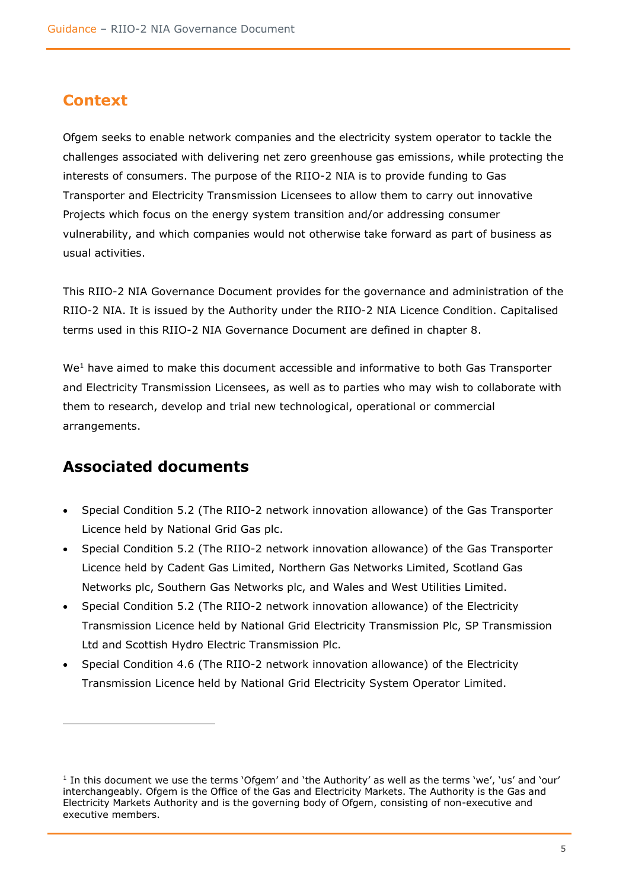## Context

Ofgem seeks to enable network companies and the electricity system operator to tackle the challenges associated with delivering net zero greenhouse gas emissions, while protecting the interests of consumers. The purpose of the RIIO-2 NIA is to provide funding to Gas Transporter and Electricity Transmission Licensees to allow them to carry out innovative Projects which focus on the energy system transition and/or addressing consumer vulnerability, and which companies would not otherwise take forward as part of business as usual activities.

This RIIO-2 NIA Governance Document provides for the governance and administration of the RIIO-2 NIA. It is issued by the Authority under the RIIO-2 NIA Licence Condition. Capitalised terms used in this RIIO-2 NIA Governance Document are defined in chapter 8.

We[1] have aimed to make this document accessible and informative to both Gas Transporter and Electricity Transmission Licensees, as well as to parties who may wish to collaborate with them to research, develop and trial new technological, operational or commercial arrangements.

## Associated documents

- Special Condition 5.2 (The RIIO-2 network innovation allowance) of the Gas Transporter Licence held by National Grid Gas plc.
- Special Condition 5.2 (The RIIO-2 network innovation allowance) of the Gas Transporter Licence held by Cadent Gas Limited, Northern Gas Networks Limited, Scotland Gas Networks plc, Southern Gas Networks plc, and Wales and West Utilities Limited.
- Special Condition 5.2 (The RIIO-2 network innovation allowance) of the Electricity Transmission Licence held by National Grid Electricity Transmission Plc, SP Transmission Ltd and Scottish Hydro Electric Transmission Plc.
- Special Condition 4.6 (The RIIO-2 network innovation allowance) of the Electricity Transmission Licence held by National Grid Electricity System Operator Limited.

---

[1] In this document we use the terms 'Ofgem' and 'the Authority' as well as the terms 'we', 'us' and 'our' interchangeably. Ofgem is the Office of the Gas and Electricity Markets. The Authority is the Gas and Electricity Markets Authority and is the governing body of Ofgem, consisting of non-executive and executive members.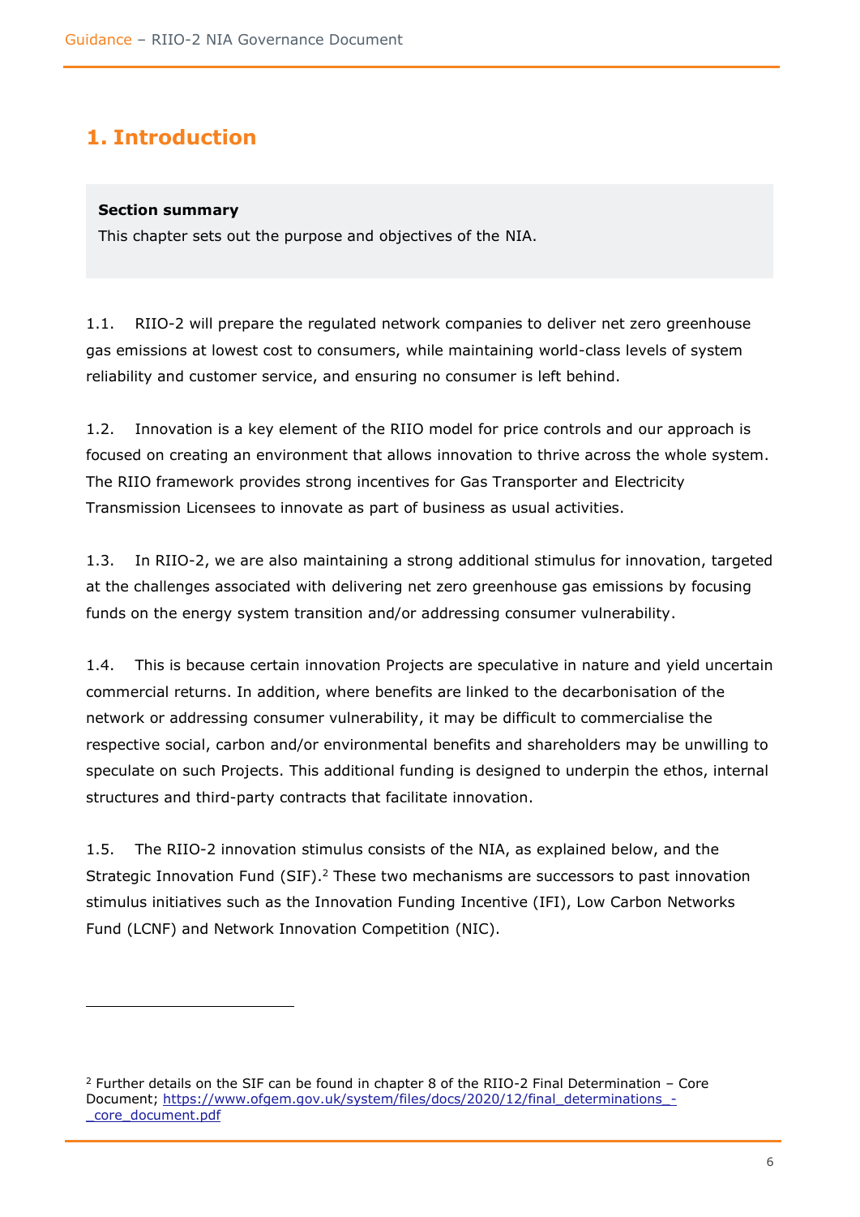# 1. Introduction

**Section summary**

This chapter sets out the purpose and objectives of the NIA.

1.1. RIIO-2 will prepare the regulated network companies to deliver net zero greenhouse gas emissions at lowest cost to consumers, while maintaining world-class levels of system reliability and customer service, and ensuring no consumer is left behind.

1.2. Innovation is a key element of the RIIO model for price controls and our approach is focused on creating an environment that allows innovation to thrive across the whole system. The RIIO framework provides strong incentives for Gas Transporter and Electricity Transmission Licensees to innovate as part of business as usual activities.

1.3. In RIIO-2, we are also maintaining a strong additional stimulus for innovation, targeted at the challenges associated with delivering net zero greenhouse gas emissions by focusing funds on the energy system transition and/or addressing consumer vulnerability.

1.4. This is because certain innovation Projects are speculative in nature and yield uncertain commercial returns. In addition, where benefits are linked to the decarbonisation of the network or addressing consumer vulnerability, it may be difficult to commercialise the respective social, carbon and/or environmental benefits and shareholders may be unwilling to speculate on such Projects. This additional funding is designed to underpin the ethos, internal structures and third-party contracts that facilitate innovation.

1.5. The RIIO-2 innovation stimulus consists of the NIA, as explained below, and the Strategic Innovation Fund (SIF).[2] These two mechanisms are successors to past innovation stimulus initiatives such as the Innovation Funding Incentive (IFI), Low Carbon Networks Fund (LCNF) and Network Innovation Competition (NIC).

---

[2] Further details on the SIF can be found in chapter 8 of the RIIO-2 Final Determination – Core Document; https://www.ofgem.gov.uk/system/files/docs/2020/12/final_determinations_-_core_document.pdf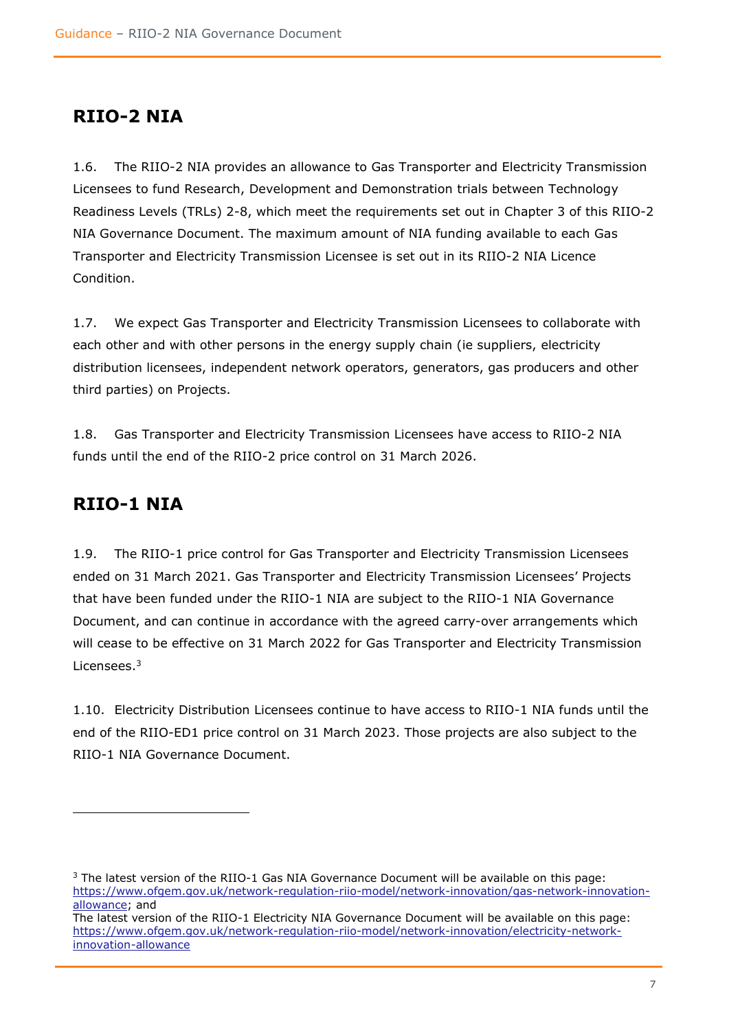## RIIO-2 NIA

1.6. The RIIO-2 NIA provides an allowance to Gas Transporter and Electricity Transmission Licensees to fund Research, Development and Demonstration trials between Technology Readiness Levels (TRLs) 2-8, which meet the requirements set out in Chapter 3 of this RIIO-2 NIA Governance Document. The maximum amount of NIA funding available to each Gas Transporter and Electricity Transmission Licensee is set out in its RIIO-2 NIA Licence Condition.

1.7. We expect Gas Transporter and Electricity Transmission Licensees to collaborate with each other and with other persons in the energy supply chain (ie suppliers, electricity distribution licensees, independent network operators, generators, gas producers and other third parties) on Projects.

1.8. Gas Transporter and Electricity Transmission Licensees have access to RIIO-2 NIA funds until the end of the RIIO-2 price control on 31 March 2026.

## RIIO-1 NIA

1.9. The RIIO-1 price control for Gas Transporter and Electricity Transmission Licensees ended on 31 March 2021. Gas Transporter and Electricity Transmission Licensees' Projects that have been funded under the RIIO-1 NIA are subject to the RIIO-1 NIA Governance Document, and can continue in accordance with the agreed carry-over arrangements which will cease to be effective on 31 March 2022 for Gas Transporter and Electricity Transmission Licensees.[3]

1.10. Electricity Distribution Licensees continue to have access to RIIO-1 NIA funds until the end of the RIIO-ED1 price control on 31 March 2023. Those projects are also subject to the RIIO-1 NIA Governance Document.

---

[3] The latest version of the RIIO-1 Gas NIA Governance Document will be available on this page: https://www.ofgem.gov.uk/network-regulation-riio-model/network-innovation/gas-network-innovation-allowance; and
The latest version of the RIIO-1 Electricity NIA Governance Document will be available on this page: https://www.ofgem.gov.uk/network-regulation-riio-model/network-innovation/electricity-network-innovation-allowance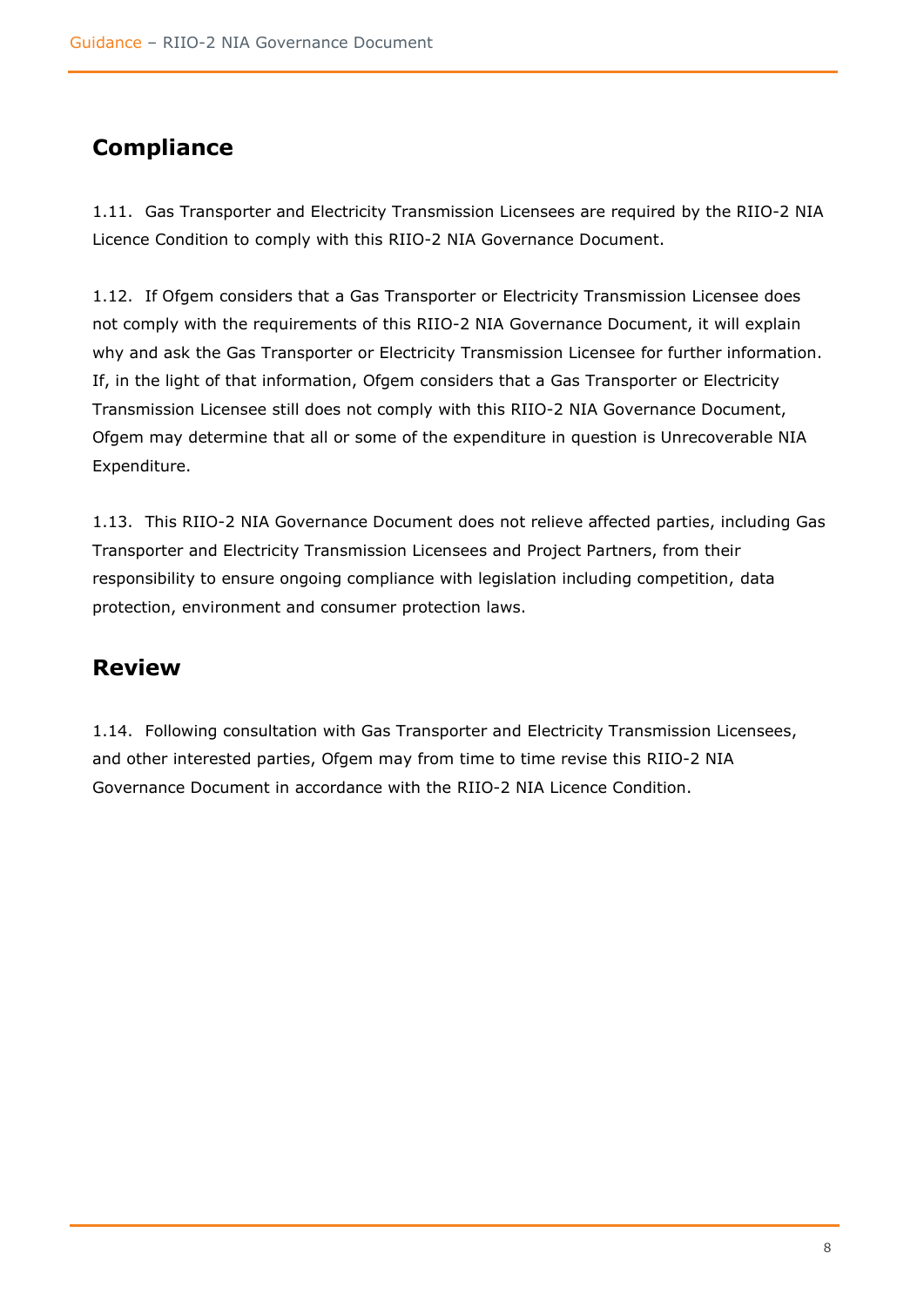## Compliance

1.11. Gas Transporter and Electricity Transmission Licensees are required by the RIIO-2 NIA Licence Condition to comply with this RIIO-2 NIA Governance Document.

1.12. If Ofgem considers that a Gas Transporter or Electricity Transmission Licensee does not comply with the requirements of this RIIO-2 NIA Governance Document, it will explain why and ask the Gas Transporter or Electricity Transmission Licensee for further information. If, in the light of that information, Ofgem considers that a Gas Transporter or Electricity Transmission Licensee still does not comply with this RIIO-2 NIA Governance Document, Ofgem may determine that all or some of the expenditure in question is Unrecoverable NIA Expenditure.

1.13. This RIIO-2 NIA Governance Document does not relieve affected parties, including Gas Transporter and Electricity Transmission Licensees and Project Partners, from their responsibility to ensure ongoing compliance with legislation including competition, data protection, environment and consumer protection laws.

## Review

1.14. Following consultation with Gas Transporter and Electricity Transmission Licensees, and other interested parties, Ofgem may from time to time revise this RIIO-2 NIA Governance Document in accordance with the RIIO-2 NIA Licence Condition.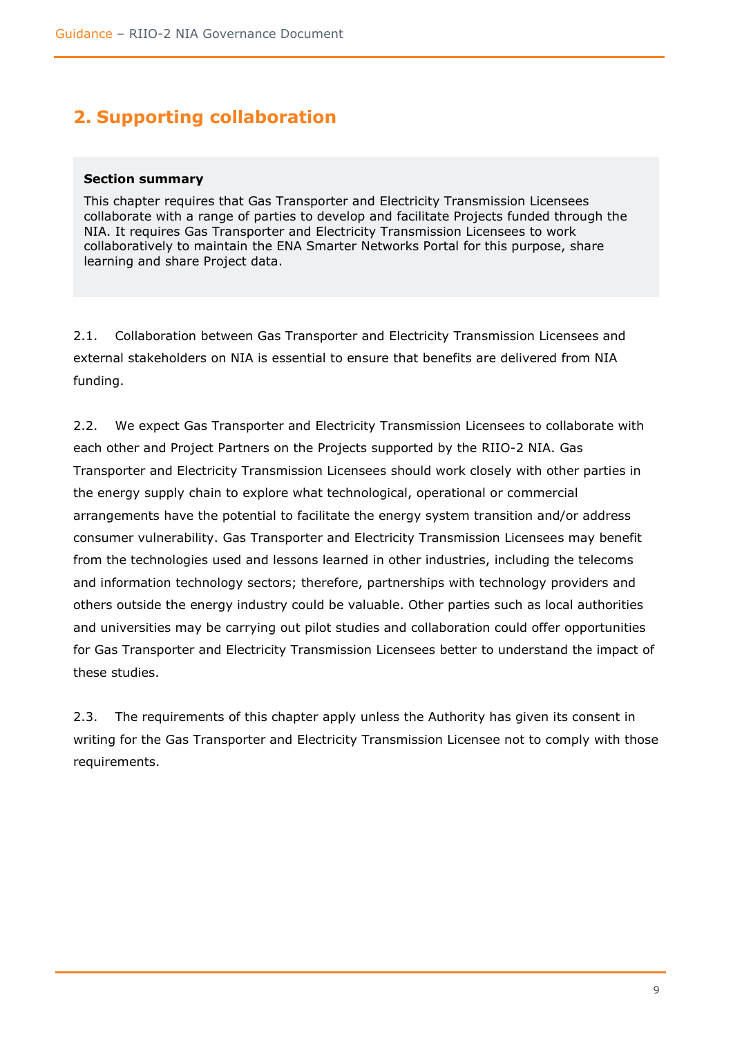## 2. Supporting collaboration

> **Section summary**
>
> This chapter requires that Gas Transporter and Electricity Transmission Licensees collaborate with a range of parties to develop and facilitate Projects funded through the NIA. It requires Gas Transporter and Electricity Transmission Licensees to work collaboratively to maintain the ENA Smarter Networks Portal for this purpose, share learning and share Project data.

2.1. Collaboration between Gas Transporter and Electricity Transmission Licensees and external stakeholders on NIA is essential to ensure that benefits are delivered from NIA funding.

2.2. We expect Gas Transporter and Electricity Transmission Licensees to collaborate with each other and Project Partners on the Projects supported by the RIIO-2 NIA. Gas Transporter and Electricity Transmission Licensees should work closely with other parties in the energy supply chain to explore what technological, operational or commercial arrangements have the potential to facilitate the energy system transition and/or address consumer vulnerability. Gas Transporter and Electricity Transmission Licensees may benefit from the technologies used and lessons learned in other industries, including the telecoms and information technology sectors; therefore, partnerships with technology providers and others outside the energy industry could be valuable. Other parties such as local authorities and universities may be carrying out pilot studies and collaboration could offer opportunities for Gas Transporter and Electricity Transmission Licensees better to understand the impact of these studies.

2.3. The requirements of this chapter apply unless the Authority has given its consent in writing for the Gas Transporter and Electricity Transmission Licensee not to comply with those requirements.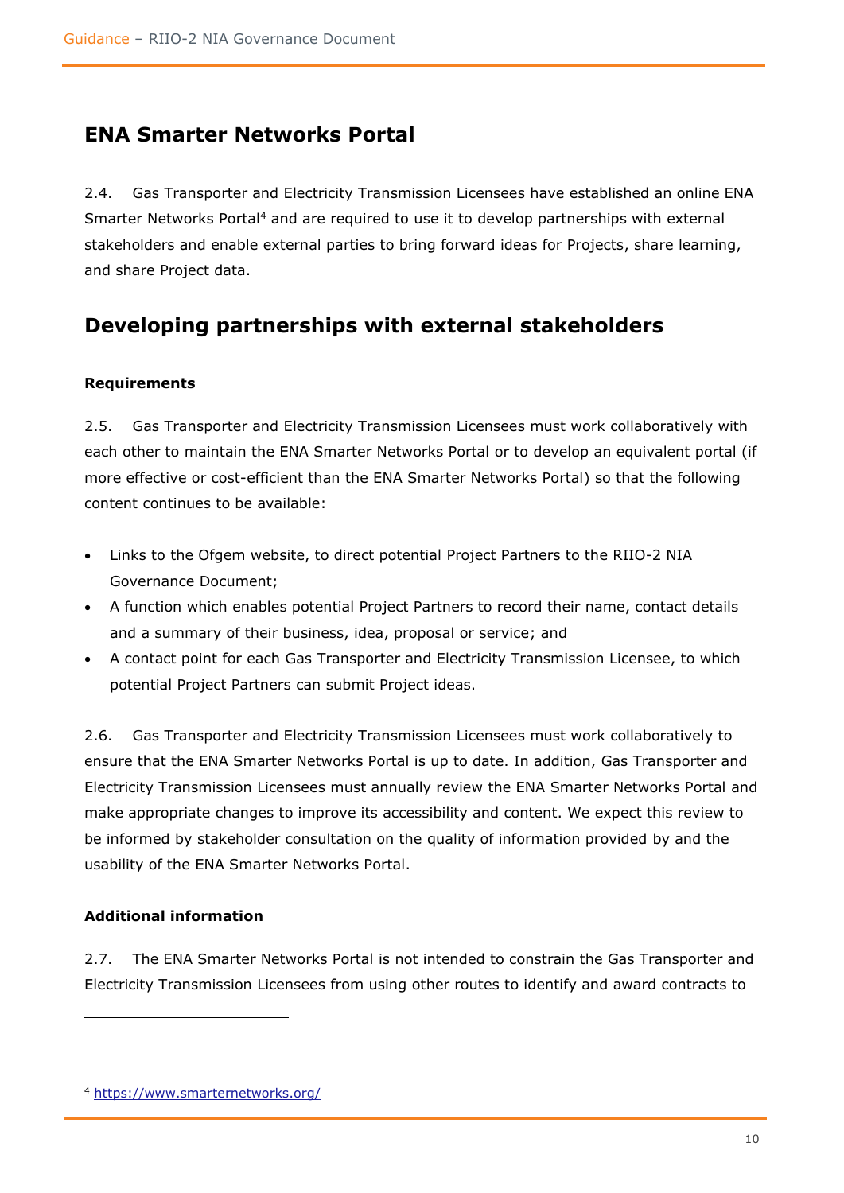## ENA Smarter Networks Portal

2.4. Gas Transporter and Electricity Transmission Licensees have established an online ENA Smarter Networks Portal[4] and are required to use it to develop partnerships with external stakeholders and enable external parties to bring forward ideas for Projects, share learning, and share Project data.

## Developing partnerships with external stakeholders

### Requirements

2.5. Gas Transporter and Electricity Transmission Licensees must work collaboratively with each other to maintain the ENA Smarter Networks Portal or to develop an equivalent portal (if more effective or cost-efficient than the ENA Smarter Networks Portal) so that the following content continues to be available:

- Links to the Ofgem website, to direct potential Project Partners to the RIIO-2 NIA Governance Document;
- A function which enables potential Project Partners to record their name, contact details and a summary of their business, idea, proposal or service; and
- A contact point for each Gas Transporter and Electricity Transmission Licensee, to which potential Project Partners can submit Project ideas.

2.6. Gas Transporter and Electricity Transmission Licensees must work collaboratively to ensure that the ENA Smarter Networks Portal is up to date. In addition, Gas Transporter and Electricity Transmission Licensees must annually review the ENA Smarter Networks Portal and make appropriate changes to improve its accessibility and content. We expect this review to be informed by stakeholder consultation on the quality of information provided by and the usability of the ENA Smarter Networks Portal.

### Additional information

2.7. The ENA Smarter Networks Portal is not intended to constrain the Gas Transporter and Electricity Transmission Licensees from using other routes to identify and award contracts to

[4] https://www.smarternetworks.org/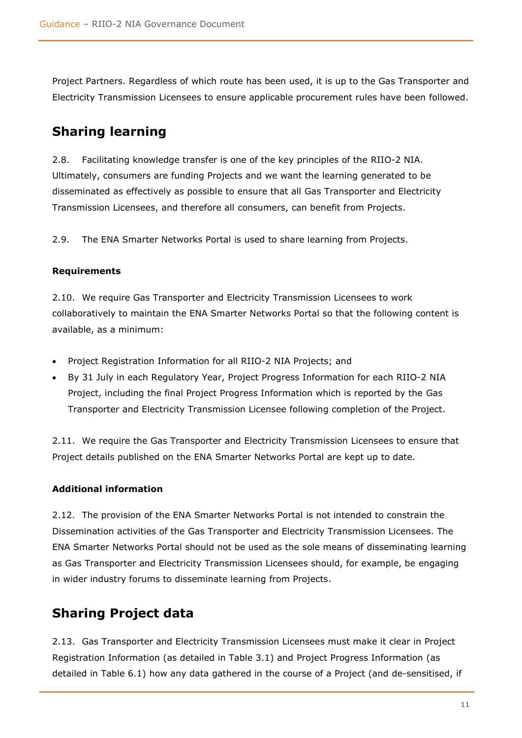Project Partners. Regardless of which route has been used, it is up to the Gas Transporter and Electricity Transmission Licensees to ensure applicable procurement rules have been followed.

## Sharing learning

2.8. Facilitating knowledge transfer is one of the key principles of the RIIO-2 NIA. Ultimately, consumers are funding Projects and we want the learning generated to be disseminated as effectively as possible to ensure that all Gas Transporter and Electricity Transmission Licensees, and therefore all consumers, can benefit from Projects.

2.9. The ENA Smarter Networks Portal is used to share learning from Projects.

**Requirements**

2.10. We require Gas Transporter and Electricity Transmission Licensees to work collaboratively to maintain the ENA Smarter Networks Portal so that the following content is available, as a minimum:

- Project Registration Information for all RIIO-2 NIA Projects; and
- By 31 July in each Regulatory Year, Project Progress Information for each RIIO-2 NIA Project, including the final Project Progress Information which is reported by the Gas Transporter and Electricity Transmission Licensee following completion of the Project.

2.11. We require the Gas Transporter and Electricity Transmission Licensees to ensure that Project details published on the ENA Smarter Networks Portal are kept up to date.

**Additional information**

2.12. The provision of the ENA Smarter Networks Portal is not intended to constrain the Dissemination activities of the Gas Transporter and Electricity Transmission Licensees. The ENA Smarter Networks Portal should not be used as the sole means of disseminating learning as Gas Transporter and Electricity Transmission Licensees should, for example, be engaging in wider industry forums to disseminate learning from Projects.

## Sharing Project data

2.13. Gas Transporter and Electricity Transmission Licensees must make it clear in Project Registration Information (as detailed in Table 3.1) and Project Progress Information (as detailed in Table 6.1) how any data gathered in the course of a Project (and de-sensitised, if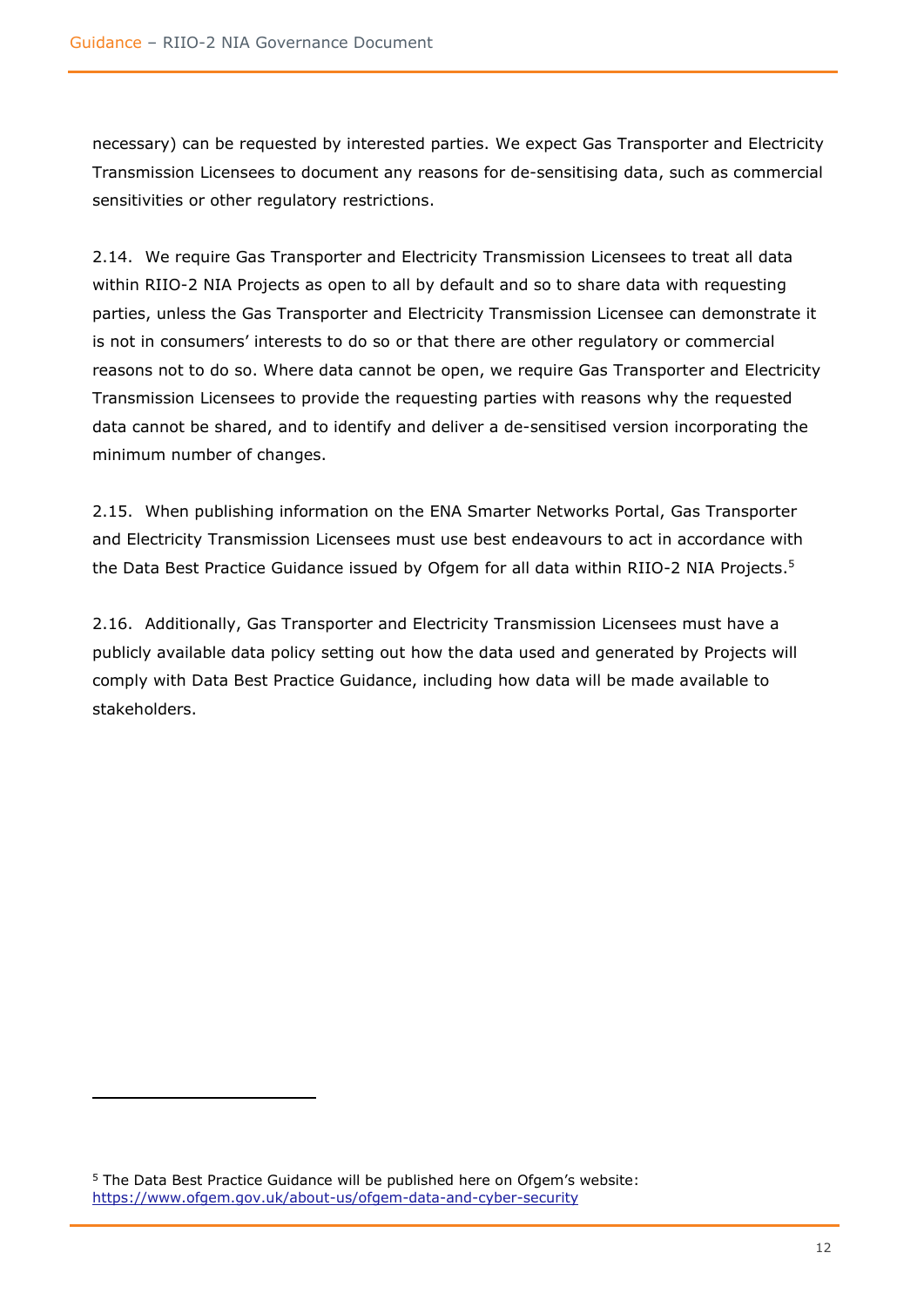necessary) can be requested by interested parties. We expect Gas Transporter and Electricity Transmission Licensees to document any reasons for de-sensitising data, such as commercial sensitivities or other regulatory restrictions.

2.14. We require Gas Transporter and Electricity Transmission Licensees to treat all data within RIIO-2 NIA Projects as open to all by default and so to share data with requesting parties, unless the Gas Transporter and Electricity Transmission Licensee can demonstrate it is not in consumers' interests to do so or that there are other regulatory or commercial reasons not to do so. Where data cannot be open, we require Gas Transporter and Electricity Transmission Licensees to provide the requesting parties with reasons why the requested data cannot be shared, and to identify and deliver a de-sensitised version incorporating the minimum number of changes.

2.15. When publishing information on the ENA Smarter Networks Portal, Gas Transporter and Electricity Transmission Licensees must use best endeavours to act in accordance with the Data Best Practice Guidance issued by Ofgem for all data within RIIO-2 NIA Projects.[5]

2.16. Additionally, Gas Transporter and Electricity Transmission Licensees must have a publicly available data policy setting out how the data used and generated by Projects will comply with Data Best Practice Guidance, including how data will be made available to stakeholders.

---

[5] The Data Best Practice Guidance will be published here on Ofgem's website: https://www.ofgem.gov.uk/about-us/ofgem-data-and-cyber-security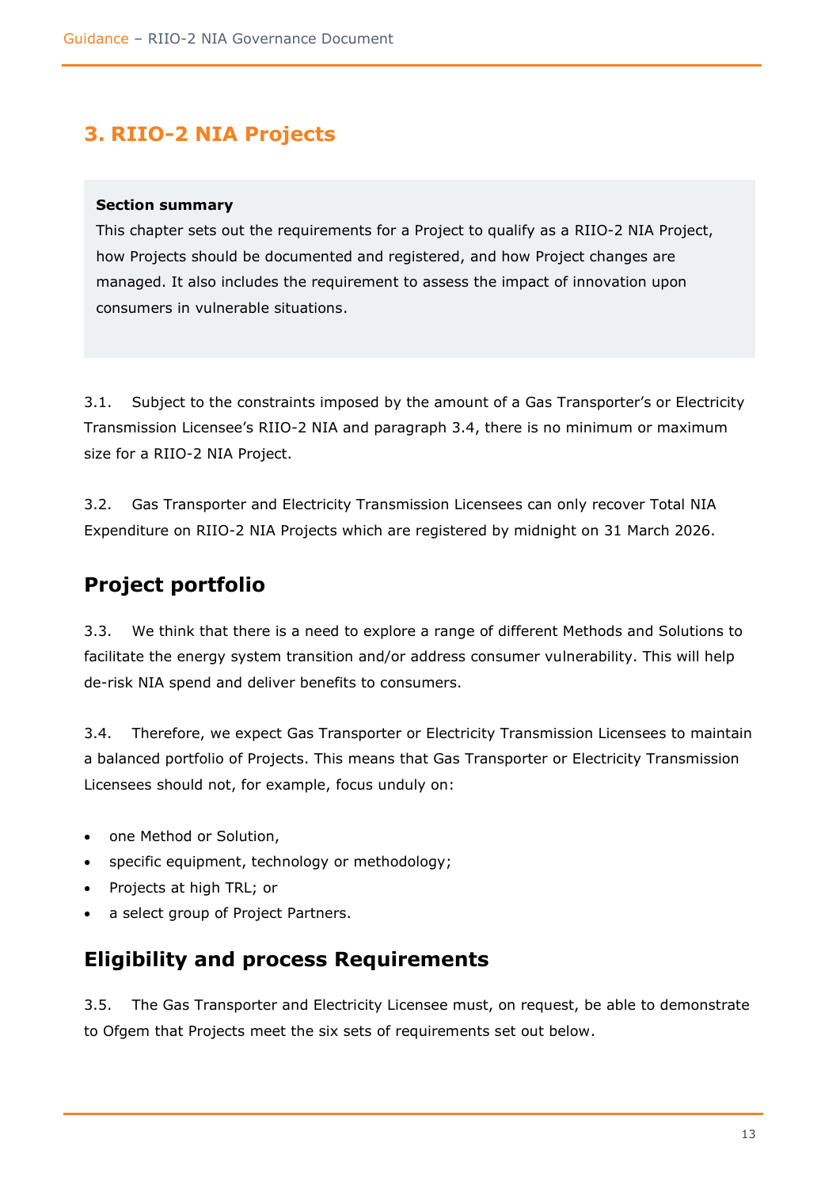# 3. RIIO-2 NIA Projects

**Section summary**

This chapter sets out the requirements for a Project to qualify as a RIIO-2 NIA Project, how Projects should be documented and registered, and how Project changes are managed. It also includes the requirement to assess the impact of innovation upon consumers in vulnerable situations.

3.1. Subject to the constraints imposed by the amount of a Gas Transporter's or Electricity Transmission Licensee's RIIO-2 NIA and paragraph 3.4, there is no minimum or maximum size for a RIIO-2 NIA Project.

3.2. Gas Transporter and Electricity Transmission Licensees can only recover Total NIA Expenditure on RIIO-2 NIA Projects which are registered by midnight on 31 March 2026.

## Project portfolio

3.3. We think that there is a need to explore a range of different Methods and Solutions to facilitate the energy system transition and/or address consumer vulnerability. This will help de-risk NIA spend and deliver benefits to consumers.

3.4. Therefore, we expect Gas Transporter or Electricity Transmission Licensees to maintain a balanced portfolio of Projects. This means that Gas Transporter or Electricity Transmission Licensees should not, for example, focus unduly on:

- one Method or Solution,
- specific equipment, technology or methodology;
- Projects at high TRL; or
- a select group of Project Partners.

## Eligibility and process Requirements

3.5. The Gas Transporter and Electricity Licensee must, on request, be able to demonstrate to Ofgem that Projects meet the six sets of requirements set out below.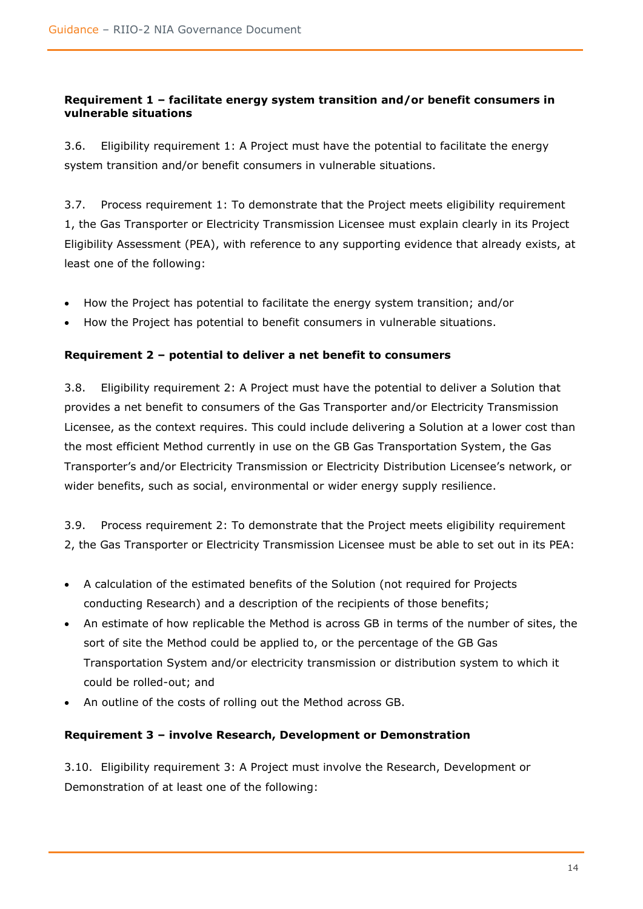**Requirement 1 – facilitate energy system transition and/or benefit consumers in vulnerable situations**

3.6. Eligibility requirement 1: A Project must have the potential to facilitate the energy system transition and/or benefit consumers in vulnerable situations.

3.7. Process requirement 1: To demonstrate that the Project meets eligibility requirement 1, the Gas Transporter or Electricity Transmission Licensee must explain clearly in its Project Eligibility Assessment (PEA), with reference to any supporting evidence that already exists, at least one of the following:

- How the Project has potential to facilitate the energy system transition; and/or
- How the Project has potential to benefit consumers in vulnerable situations.

**Requirement 2 – potential to deliver a net benefit to consumers**

3.8. Eligibility requirement 2: A Project must have the potential to deliver a Solution that provides a net benefit to consumers of the Gas Transporter and/or Electricity Transmission Licensee, as the context requires. This could include delivering a Solution at a lower cost than the most efficient Method currently in use on the GB Gas Transportation System, the Gas Transporter's and/or Electricity Transmission or Electricity Distribution Licensee's network, or wider benefits, such as social, environmental or wider energy supply resilience.

3.9. Process requirement 2: To demonstrate that the Project meets eligibility requirement 2, the Gas Transporter or Electricity Transmission Licensee must be able to set out in its PEA:

- A calculation of the estimated benefits of the Solution (not required for Projects conducting Research) and a description of the recipients of those benefits;
- An estimate of how replicable the Method is across GB in terms of the number of sites, the sort of site the Method could be applied to, or the percentage of the GB Gas Transportation System and/or electricity transmission or distribution system to which it could be rolled-out; and
- An outline of the costs of rolling out the Method across GB.

**Requirement 3 – involve Research, Development or Demonstration**

3.10. Eligibility requirement 3: A Project must involve the Research, Development or Demonstration of at least one of the following: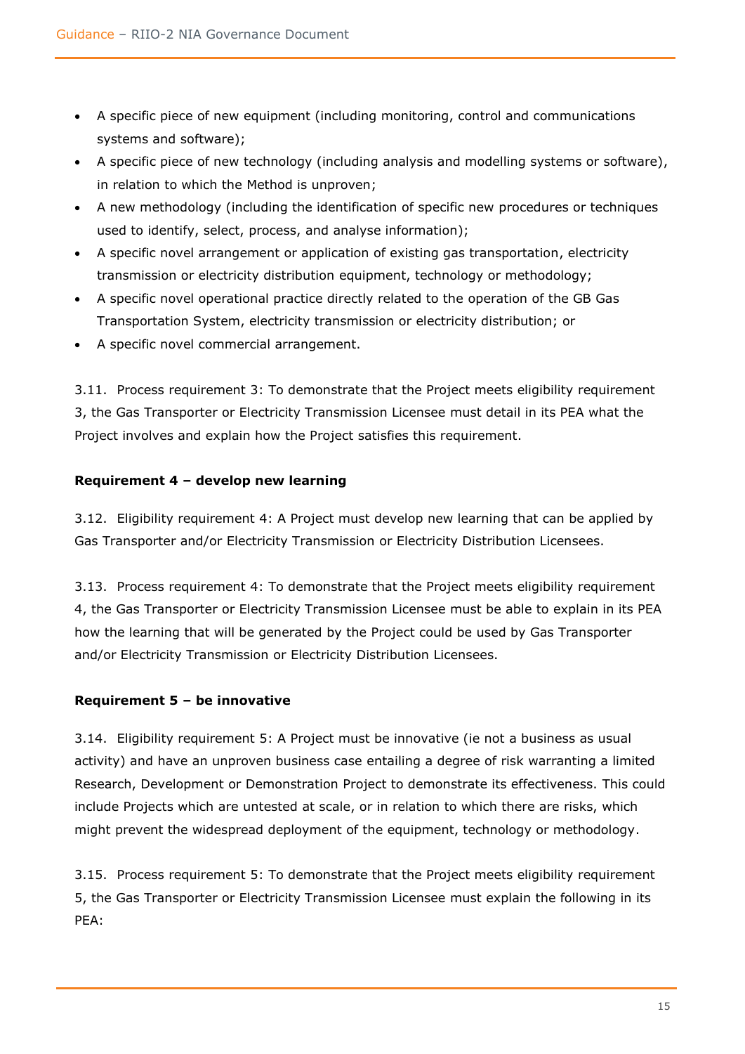- A specific piece of new equipment (including monitoring, control and communications systems and software);
- A specific piece of new technology (including analysis and modelling systems or software), in relation to which the Method is unproven;
- A new methodology (including the identification of specific new procedures or techniques used to identify, select, process, and analyse information);
- A specific novel arrangement or application of existing gas transportation, electricity transmission or electricity distribution equipment, technology or methodology;
- A specific novel operational practice directly related to the operation of the GB Gas Transportation System, electricity transmission or electricity distribution; or
- A specific novel commercial arrangement.

3.11. Process requirement 3: To demonstrate that the Project meets eligibility requirement 3, the Gas Transporter or Electricity Transmission Licensee must detail in its PEA what the Project involves and explain how the Project satisfies this requirement.

**Requirement 4 – develop new learning**

3.12. Eligibility requirement 4: A Project must develop new learning that can be applied by Gas Transporter and/or Electricity Transmission or Electricity Distribution Licensees.

3.13. Process requirement 4: To demonstrate that the Project meets eligibility requirement 4, the Gas Transporter or Electricity Transmission Licensee must be able to explain in its PEA how the learning that will be generated by the Project could be used by Gas Transporter and/or Electricity Transmission or Electricity Distribution Licensees.

**Requirement 5 – be innovative**

3.14. Eligibility requirement 5: A Project must be innovative (ie not a business as usual activity) and have an unproven business case entailing a degree of risk warranting a limited Research, Development or Demonstration Project to demonstrate its effectiveness. This could include Projects which are untested at scale, or in relation to which there are risks, which might prevent the widespread deployment of the equipment, technology or methodology.

3.15. Process requirement 5: To demonstrate that the Project meets eligibility requirement 5, the Gas Transporter or Electricity Transmission Licensee must explain the following in its PEA: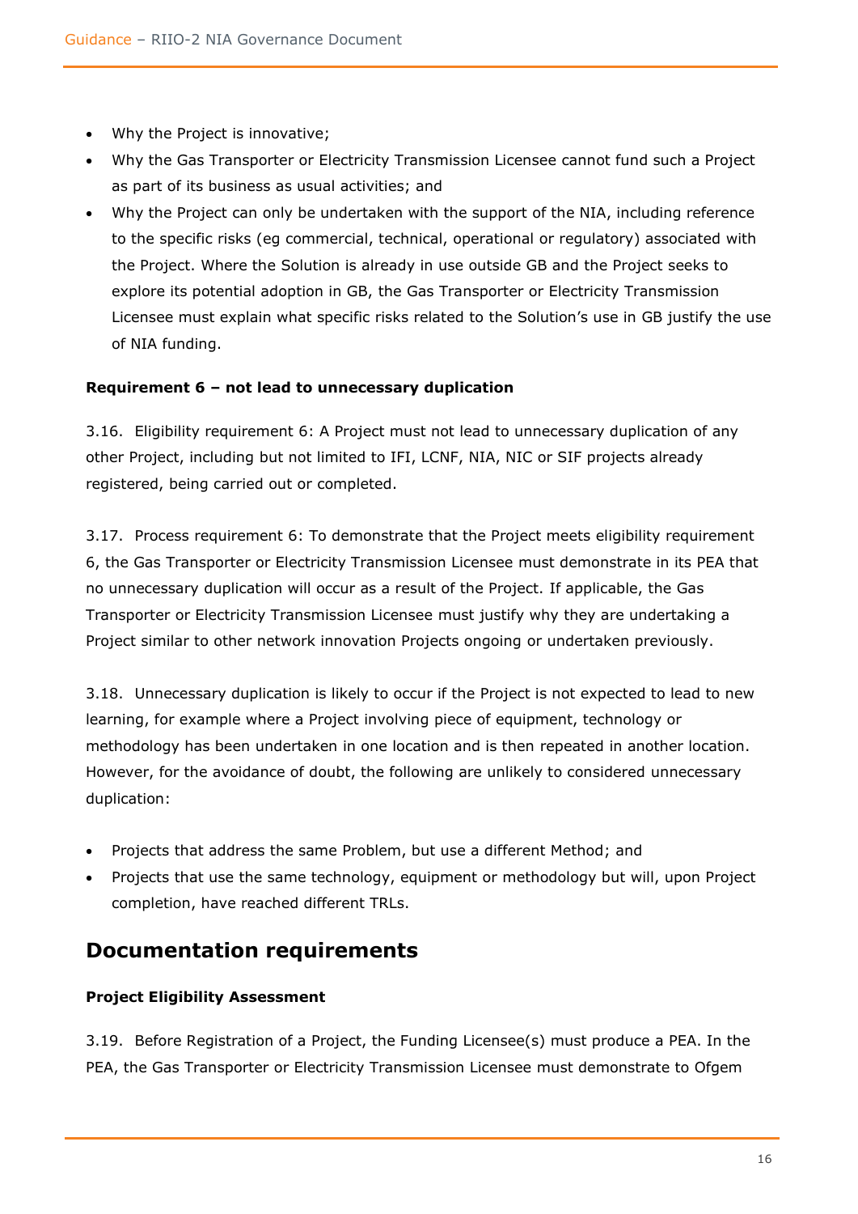- Why the Project is innovative;
- Why the Gas Transporter or Electricity Transmission Licensee cannot fund such a Project as part of its business as usual activities; and
- Why the Project can only be undertaken with the support of the NIA, including reference to the specific risks (eg commercial, technical, operational or regulatory) associated with the Project. Where the Solution is already in use outside GB and the Project seeks to explore its potential adoption in GB, the Gas Transporter or Electricity Transmission Licensee must explain what specific risks related to the Solution's use in GB justify the use of NIA funding.

**Requirement 6 – not lead to unnecessary duplication**

3.16. Eligibility requirement 6: A Project must not lead to unnecessary duplication of any other Project, including but not limited to IFI, LCNF, NIA, NIC or SIF projects already registered, being carried out or completed.

3.17. Process requirement 6: To demonstrate that the Project meets eligibility requirement 6, the Gas Transporter or Electricity Transmission Licensee must demonstrate in its PEA that no unnecessary duplication will occur as a result of the Project. If applicable, the Gas Transporter or Electricity Transmission Licensee must justify why they are undertaking a Project similar to other network innovation Projects ongoing or undertaken previously.

3.18. Unnecessary duplication is likely to occur if the Project is not expected to lead to new learning, for example where a Project involving piece of equipment, technology or methodology has been undertaken in one location and is then repeated in another location. However, for the avoidance of doubt, the following are unlikely to considered unnecessary duplication:

- Projects that address the same Problem, but use a different Method; and
- Projects that use the same technology, equipment or methodology but will, upon Project completion, have reached different TRLs.

## Documentation requirements

**Project Eligibility Assessment**

3.19. Before Registration of a Project, the Funding Licensee(s) must produce a PEA. In the PEA, the Gas Transporter or Electricity Transmission Licensee must demonstrate to Ofgem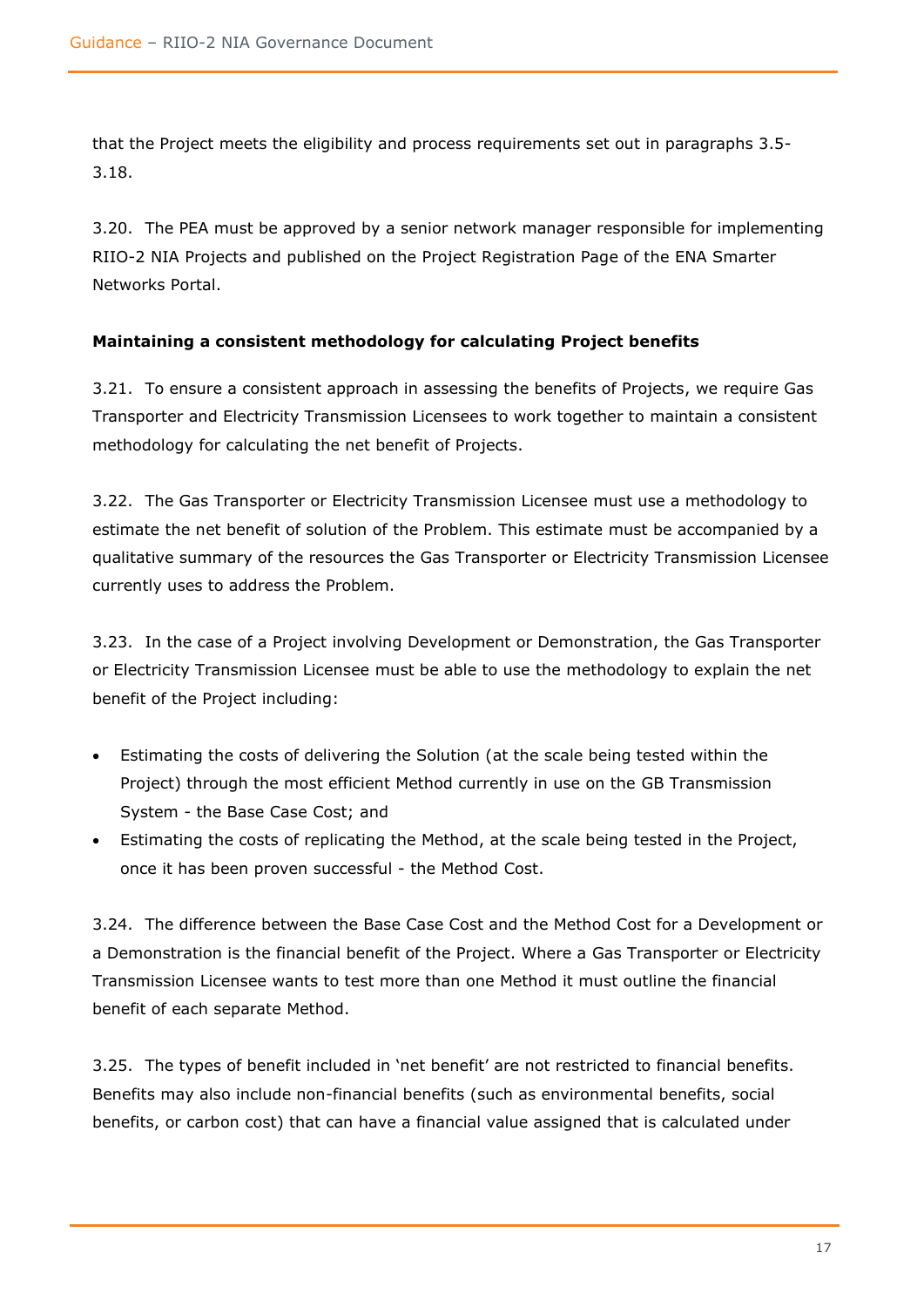that the Project meets the eligibility and process requirements set out in paragraphs 3.5-3.18.

3.20. The PEA must be approved by a senior network manager responsible for implementing RIIO-2 NIA Projects and published on the Project Registration Page of the ENA Smarter Networks Portal.

**Maintaining a consistent methodology for calculating Project benefits**

3.21. To ensure a consistent approach in assessing the benefits of Projects, we require Gas Transporter and Electricity Transmission Licensees to work together to maintain a consistent methodology for calculating the net benefit of Projects.

3.22. The Gas Transporter or Electricity Transmission Licensee must use a methodology to estimate the net benefit of solution of the Problem. This estimate must be accompanied by a qualitative summary of the resources the Gas Transporter or Electricity Transmission Licensee currently uses to address the Problem.

3.23. In the case of a Project involving Development or Demonstration, the Gas Transporter or Electricity Transmission Licensee must be able to use the methodology to explain the net benefit of the Project including:

- Estimating the costs of delivering the Solution (at the scale being tested within the Project) through the most efficient Method currently in use on the GB Transmission System - the Base Case Cost; and
- Estimating the costs of replicating the Method, at the scale being tested in the Project, once it has been proven successful - the Method Cost.

3.24. The difference between the Base Case Cost and the Method Cost for a Development or a Demonstration is the financial benefit of the Project. Where a Gas Transporter or Electricity Transmission Licensee wants to test more than one Method it must outline the financial benefit of each separate Method.

3.25. The types of benefit included in 'net benefit' are not restricted to financial benefits. Benefits may also include non-financial benefits (such as environmental benefits, social benefits, or carbon cost) that can have a financial value assigned that is calculated under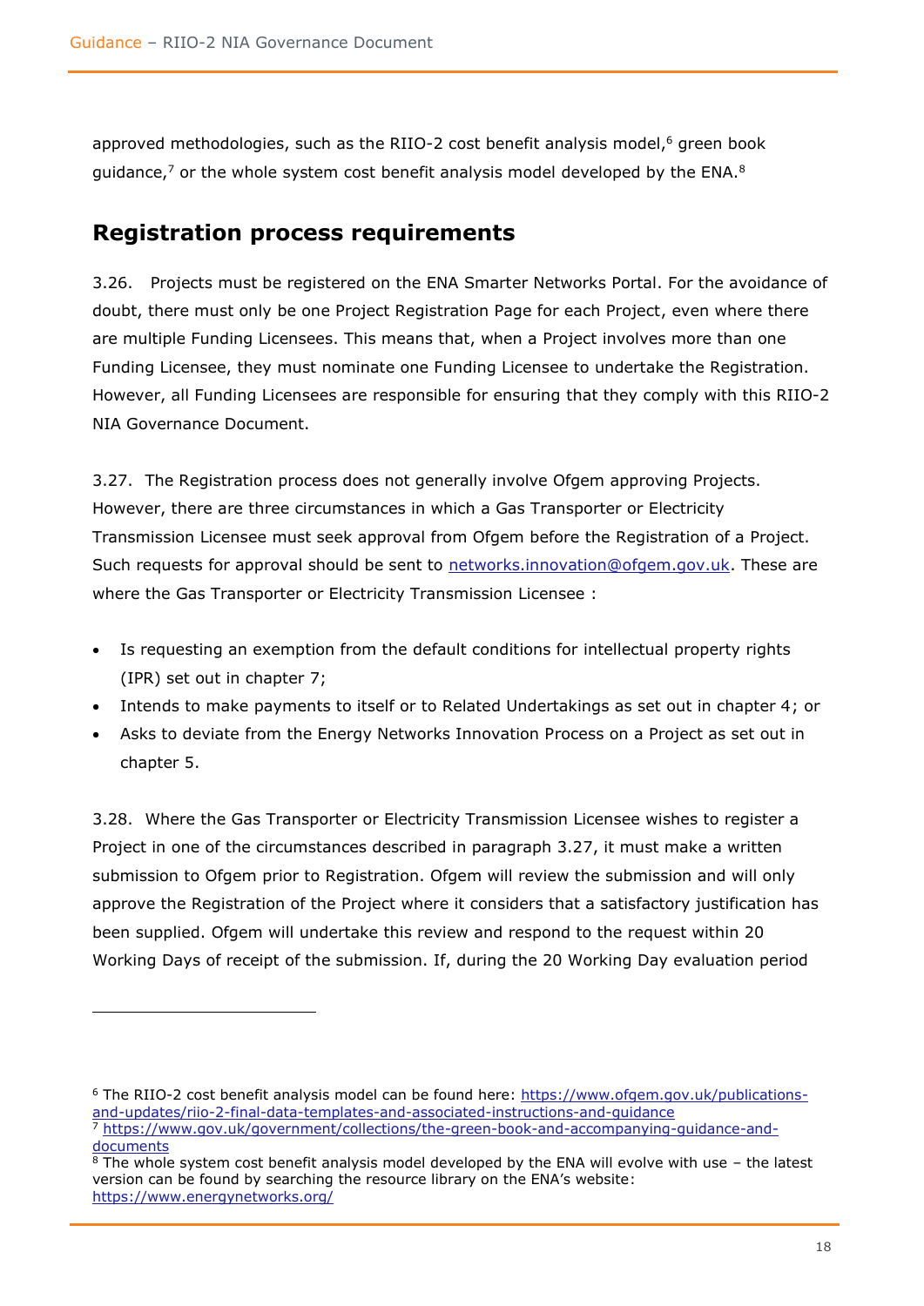approved methodologies, such as the RIIO-2 cost benefit analysis model,[6] green book guidance,[7] or the whole system cost benefit analysis model developed by the ENA.[8]

## Registration process requirements

3.26. Projects must be registered on the ENA Smarter Networks Portal. For the avoidance of doubt, there must only be one Project Registration Page for each Project, even where there are multiple Funding Licensees. This means that, when a Project involves more than one Funding Licensee, they must nominate one Funding Licensee to undertake the Registration. However, all Funding Licensees are responsible for ensuring that they comply with this RIIO-2 NIA Governance Document.

3.27. The Registration process does not generally involve Ofgem approving Projects. However, there are three circumstances in which a Gas Transporter or Electricity Transmission Licensee must seek approval from Ofgem before the Registration of a Project. Such requests for approval should be sent to networks.innovation@ofgem.gov.uk. These are where the Gas Transporter or Electricity Transmission Licensee :

- Is requesting an exemption from the default conditions for intellectual property rights (IPR) set out in chapter 7;
- Intends to make payments to itself or to Related Undertakings as set out in chapter 4; or
- Asks to deviate from the Energy Networks Innovation Process on a Project as set out in chapter 5.

3.28. Where the Gas Transporter or Electricity Transmission Licensee wishes to register a Project in one of the circumstances described in paragraph 3.27, it must make a written submission to Ofgem prior to Registration. Ofgem will review the submission and will only approve the Registration of the Project where it considers that a satisfactory justification has been supplied. Ofgem will undertake this review and respond to the request within 20 Working Days of receipt of the submission. If, during the 20 Working Day evaluation period

---

[6] The RIIO-2 cost benefit analysis model can be found here: https://www.ofgem.gov.uk/publications-and-updates/riio-2-final-data-templates-and-associated-instructions-and-guidance

[7] https://www.gov.uk/government/collections/the-green-book-and-accompanying-guidance-and-documents

[8] The whole system cost benefit analysis model developed by the ENA will evolve with use – the latest version can be found by searching the resource library on the ENA's website: https://www.energynetworks.org/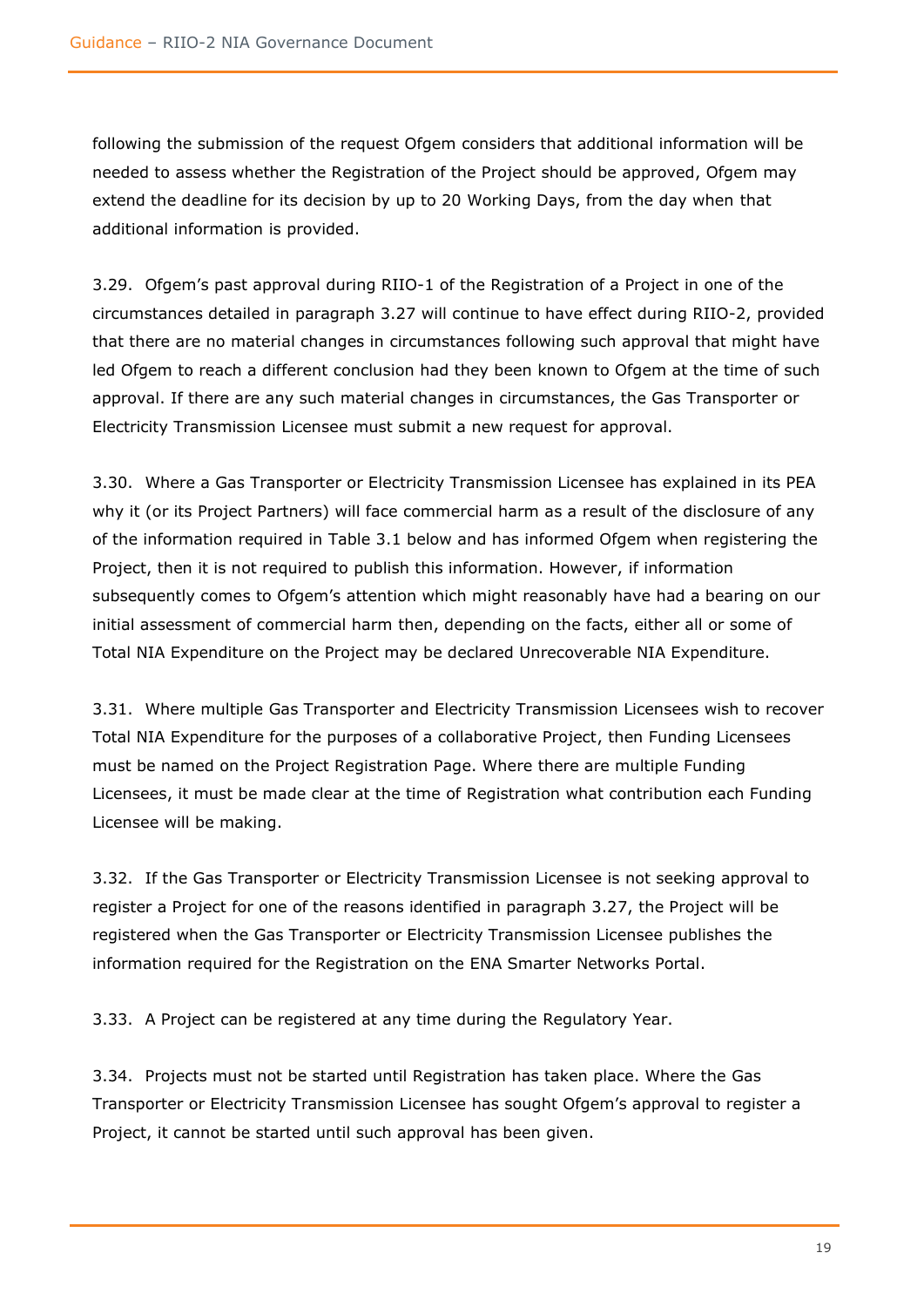following the submission of the request Ofgem considers that additional information will be needed to assess whether the Registration of the Project should be approved, Ofgem may extend the deadline for its decision by up to 20 Working Days, from the day when that additional information is provided.

3.29. Ofgem's past approval during RIIO-1 of the Registration of a Project in one of the circumstances detailed in paragraph 3.27 will continue to have effect during RIIO-2, provided that there are no material changes in circumstances following such approval that might have led Ofgem to reach a different conclusion had they been known to Ofgem at the time of such approval. If there are any such material changes in circumstances, the Gas Transporter or Electricity Transmission Licensee must submit a new request for approval.

3.30. Where a Gas Transporter or Electricity Transmission Licensee has explained in its PEA why it (or its Project Partners) will face commercial harm as a result of the disclosure of any of the information required in Table 3.1 below and has informed Ofgem when registering the Project, then it is not required to publish this information. However, if information subsequently comes to Ofgem's attention which might reasonably have had a bearing on our initial assessment of commercial harm then, depending on the facts, either all or some of Total NIA Expenditure on the Project may be declared Unrecoverable NIA Expenditure.

3.31. Where multiple Gas Transporter and Electricity Transmission Licensees wish to recover Total NIA Expenditure for the purposes of a collaborative Project, then Funding Licensees must be named on the Project Registration Page. Where there are multiple Funding Licensees, it must be made clear at the time of Registration what contribution each Funding Licensee will be making.

3.32. If the Gas Transporter or Electricity Transmission Licensee is not seeking approval to register a Project for one of the reasons identified in paragraph 3.27, the Project will be registered when the Gas Transporter or Electricity Transmission Licensee publishes the information required for the Registration on the ENA Smarter Networks Portal.

3.33. A Project can be registered at any time during the Regulatory Year.

3.34. Projects must not be started until Registration has taken place. Where the Gas Transporter or Electricity Transmission Licensee has sought Ofgem's approval to register a Project, it cannot be started until such approval has been given.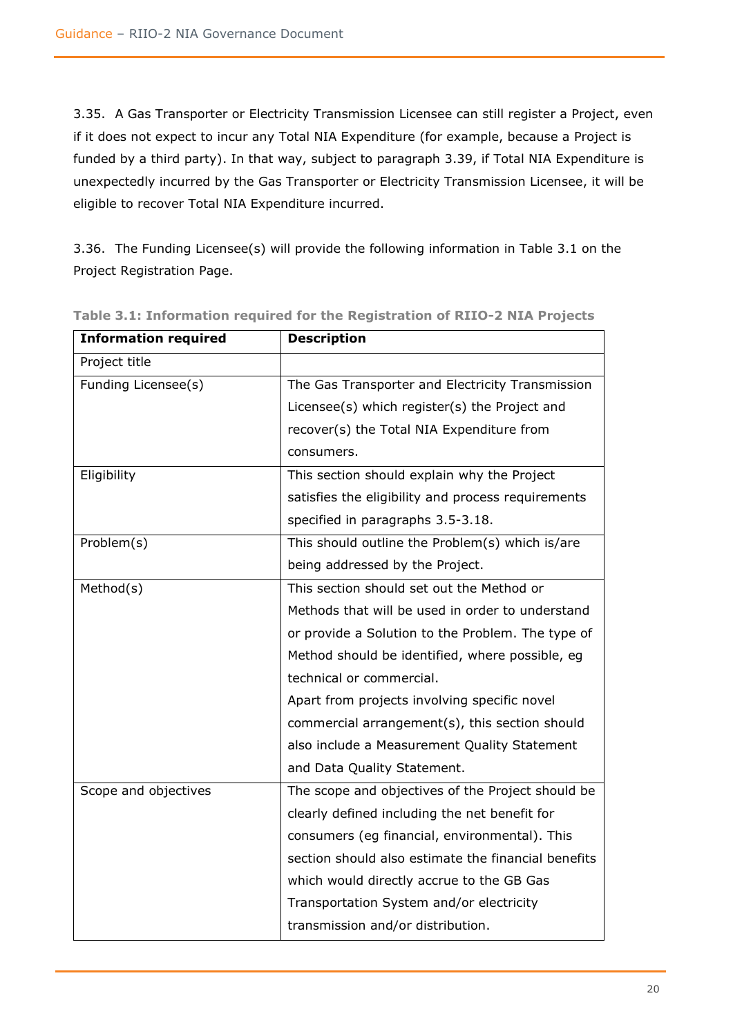3.35. A Gas Transporter or Electricity Transmission Licensee can still register a Project, even if it does not expect to incur any Total NIA Expenditure (for example, because a Project is funded by a third party). In that way, subject to paragraph 3.39, if Total NIA Expenditure is unexpectedly incurred by the Gas Transporter or Electricity Transmission Licensee, it will be eligible to recover Total NIA Expenditure incurred.

3.36. The Funding Licensee(s) will provide the following information in Table 3.1 on the Project Registration Page.

**Table 3.1: Information required for the Registration of RIIO-2 NIA Projects**

| Information required | Description |
|---|---|
| Project title | |
| Funding Licensee(s) | The Gas Transporter and Electricity Transmission Licensee(s) which register(s) the Project and recover(s) the Total NIA Expenditure from consumers. |
| Eligibility | This section should explain why the Project satisfies the eligibility and process requirements specified in paragraphs 3.5-3.18. |
| Problem(s) | This should outline the Problem(s) which is/are being addressed by the Project. |
| Method(s) | This section should set out the Method or Methods that will be used in order to understand or provide a Solution to the Problem. The type of Method should be identified, where possible, eg technical or commercial.<br>Apart from projects involving specific novel commercial arrangement(s), this section should also include a Measurement Quality Statement and Data Quality Statement. |
| Scope and objectives | The scope and objectives of the Project should be clearly defined including the net benefit for consumers (eg financial, environmental). This section should also estimate the financial benefits which would directly accrue to the GB Gas Transportation System and/or electricity transmission and/or distribution. |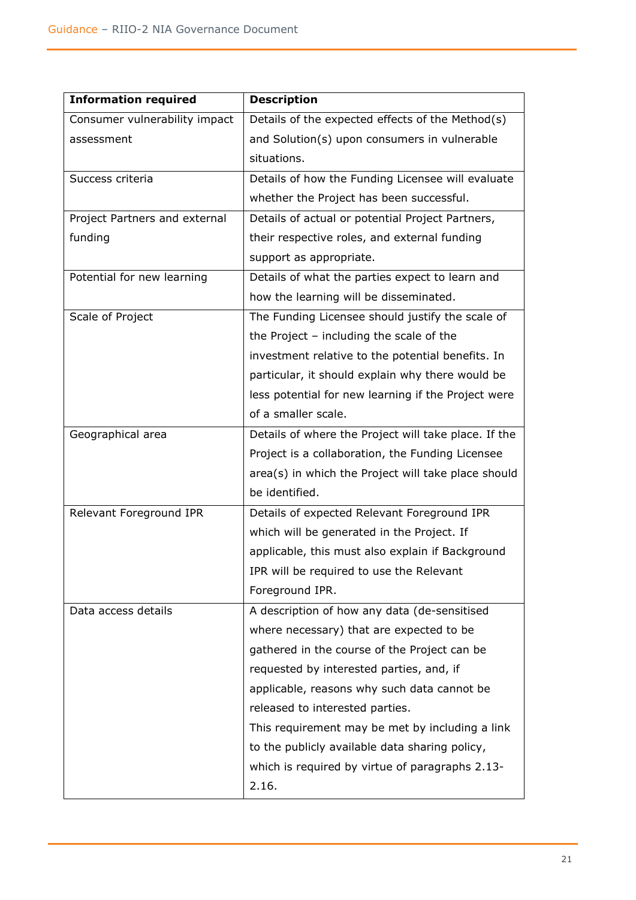| Information required | Description |
|---|---|
| Consumer vulnerability impact assessment | Details of the expected effects of the Method(s) and Solution(s) upon consumers in vulnerable situations. |
| Success criteria | Details of how the Funding Licensee will evaluate whether the Project has been successful. |
| Project Partners and external funding | Details of actual or potential Project Partners, their respective roles, and external funding support as appropriate. |
| Potential for new learning | Details of what the parties expect to learn and how the learning will be disseminated. |
| Scale of Project | The Funding Licensee should justify the scale of the Project – including the scale of the investment relative to the potential benefits. In particular, it should explain why there would be less potential for new learning if the Project were of a smaller scale. |
| Geographical area | Details of where the Project will take place. If the Project is a collaboration, the Funding Licensee area(s) in which the Project will take place should be identified. |
| Relevant Foreground IPR | Details of expected Relevant Foreground IPR which will be generated in the Project. If applicable, this must also explain if Background IPR will be required to use the Relevant Foreground IPR. |
| Data access details | A description of how any data (de-sensitised where necessary) that are expected to be gathered in the course of the Project can be requested by interested parties, and, if applicable, reasons why such data cannot be released to interested parties.<br>This requirement may be met by including a link to the publicly available data sharing policy, which is required by virtue of paragraphs 2.13-2.16. |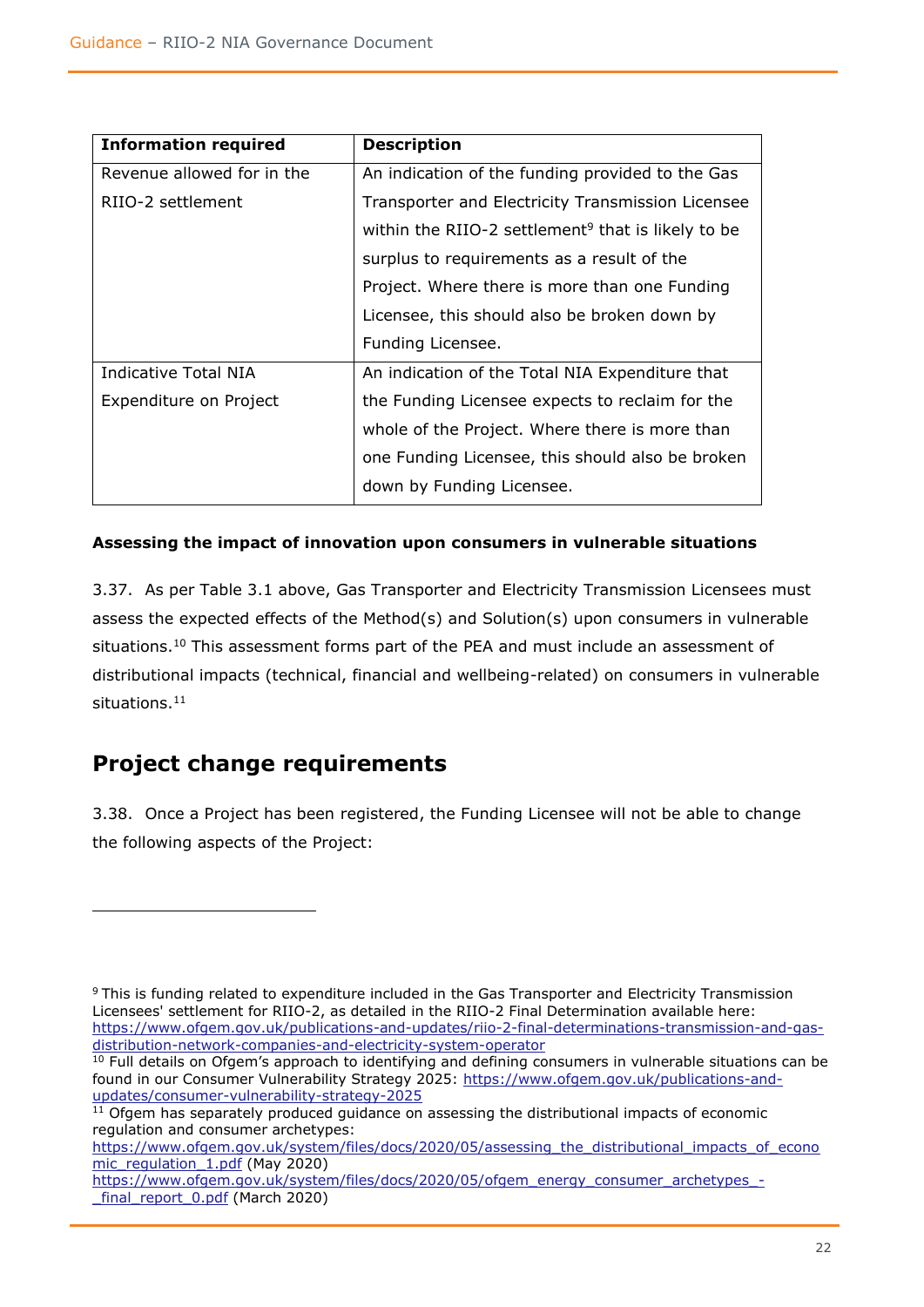| Information required | Description |
|---|---|
| Revenue allowed for in the RIIO-2 settlement | An indication of the funding provided to the Gas Transporter and Electricity Transmission Licensee within the RIIO-2 settlement[9] that is likely to be surplus to requirements as a result of the Project. Where there is more than one Funding Licensee, this should also be broken down by Funding Licensee. |
| Indicative Total NIA Expenditure on Project | An indication of the Total NIA Expenditure that the Funding Licensee expects to reclaim for the whole of the Project. Where there is more than one Funding Licensee, this should also be broken down by Funding Licensee. |

**Assessing the impact of innovation upon consumers in vulnerable situations**

3.37. As per Table 3.1 above, Gas Transporter and Electricity Transmission Licensees must assess the expected effects of the Method(s) and Solution(s) upon consumers in vulnerable situations.[10] This assessment forms part of the PEA and must include an assessment of distributional impacts (technical, financial and wellbeing-related) on consumers in vulnerable situations.[11]

## Project change requirements

3.38. Once a Project has been registered, the Funding Licensee will not be able to change the following aspects of the Project:

---

[9] This is funding related to expenditure included in the Gas Transporter and Electricity Transmission Licensees' settlement for RIIO-2, as detailed in the RIIO-2 Final Determination available here: https://www.ofgem.gov.uk/publications-and-updates/riio-2-final-determinations-transmission-and-gas-distribution-network-companies-and-electricity-system-operator

[10] Full details on Ofgem's approach to identifying and defining consumers in vulnerable situations can be found in our Consumer Vulnerability Strategy 2025: https://www.ofgem.gov.uk/publications-and-updates/consumer-vulnerability-strategy-2025

[11] Ofgem has separately produced guidance on assessing the distributional impacts of economic regulation and consumer archetypes:
https://www.ofgem.gov.uk/system/files/docs/2020/05/assessing_the_distributional_impacts_of_economic_regulation_1.pdf (May 2020)
https://www.ofgem.gov.uk/system/files/docs/2020/05/ofgem_energy_consumer_archetypes_-_final_report_0.pdf (March 2020)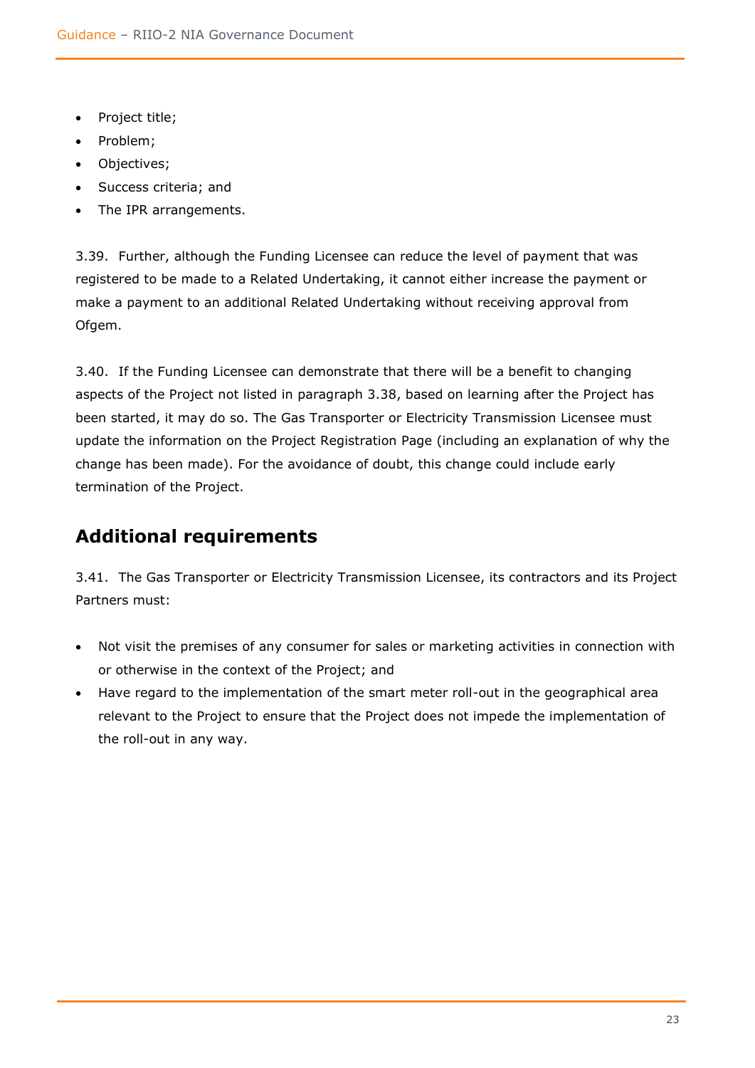- Project title;
- Problem;
- Objectives;
- Success criteria; and
- The IPR arrangements.

3.39. Further, although the Funding Licensee can reduce the level of payment that was registered to be made to a Related Undertaking, it cannot either increase the payment or make a payment to an additional Related Undertaking without receiving approval from Ofgem.

3.40. If the Funding Licensee can demonstrate that there will be a benefit to changing aspects of the Project not listed in paragraph 3.38, based on learning after the Project has been started, it may do so. The Gas Transporter or Electricity Transmission Licensee must update the information on the Project Registration Page (including an explanation of why the change has been made). For the avoidance of doubt, this change could include early termination of the Project.

## Additional requirements

3.41. The Gas Transporter or Electricity Transmission Licensee, its contractors and its Project Partners must:

- Not visit the premises of any consumer for sales or marketing activities in connection with or otherwise in the context of the Project; and
- Have regard to the implementation of the smart meter roll-out in the geographical area relevant to the Project to ensure that the Project does not impede the implementation of the roll-out in any way.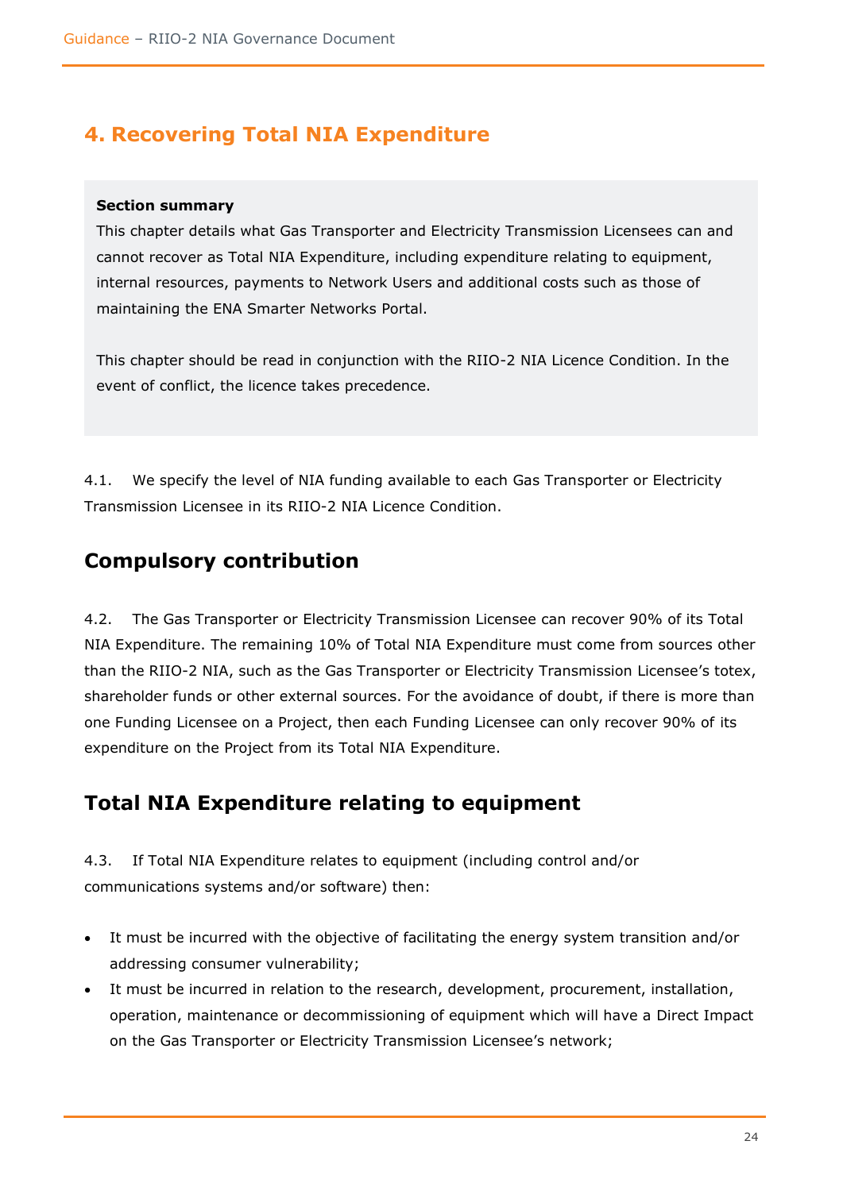# 4. Recovering Total NIA Expenditure

**Section summary**

This chapter details what Gas Transporter and Electricity Transmission Licensees can and cannot recover as Total NIA Expenditure, including expenditure relating to equipment, internal resources, payments to Network Users and additional costs such as those of maintaining the ENA Smarter Networks Portal.

This chapter should be read in conjunction with the RIIO-2 NIA Licence Condition. In the event of conflict, the licence takes precedence.

4.1. We specify the level of NIA funding available to each Gas Transporter or Electricity Transmission Licensee in its RIIO-2 NIA Licence Condition.

## Compulsory contribution

4.2. The Gas Transporter or Electricity Transmission Licensee can recover 90% of its Total NIA Expenditure. The remaining 10% of Total NIA Expenditure must come from sources other than the RIIO-2 NIA, such as the Gas Transporter or Electricity Transmission Licensee's totex, shareholder funds or other external sources. For the avoidance of doubt, if there is more than one Funding Licensee on a Project, then each Funding Licensee can only recover 90% of its expenditure on the Project from its Total NIA Expenditure.

## Total NIA Expenditure relating to equipment

4.3. If Total NIA Expenditure relates to equipment (including control and/or communications systems and/or software) then:

- It must be incurred with the objective of facilitating the energy system transition and/or addressing consumer vulnerability;
- It must be incurred in relation to the research, development, procurement, installation, operation, maintenance or decommissioning of equipment which will have a Direct Impact on the Gas Transporter or Electricity Transmission Licensee's network;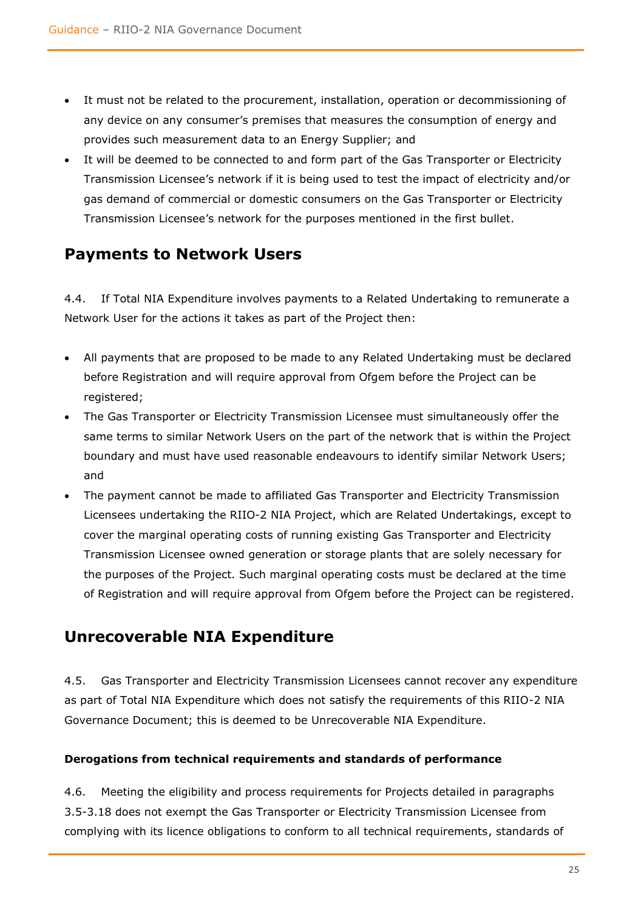- It must not be related to the procurement, installation, operation or decommissioning of any device on any consumer's premises that measures the consumption of energy and provides such measurement data to an Energy Supplier; and
- It will be deemed to be connected to and form part of the Gas Transporter or Electricity Transmission Licensee's network if it is being used to test the impact of electricity and/or gas demand of commercial or domestic consumers on the Gas Transporter or Electricity Transmission Licensee's network for the purposes mentioned in the first bullet.

## Payments to Network Users

4.4. If Total NIA Expenditure involves payments to a Related Undertaking to remunerate a Network User for the actions it takes as part of the Project then:

- All payments that are proposed to be made to any Related Undertaking must be declared before Registration and will require approval from Ofgem before the Project can be registered;
- The Gas Transporter or Electricity Transmission Licensee must simultaneously offer the same terms to similar Network Users on the part of the network that is within the Project boundary and must have used reasonable endeavours to identify similar Network Users; and
- The payment cannot be made to affiliated Gas Transporter and Electricity Transmission Licensees undertaking the RIIO-2 NIA Project, which are Related Undertakings, except to cover the marginal operating costs of running existing Gas Transporter and Electricity Transmission Licensee owned generation or storage plants that are solely necessary for the purposes of the Project. Such marginal operating costs must be declared at the time of Registration and will require approval from Ofgem before the Project can be registered.

## Unrecoverable NIA Expenditure

4.5. Gas Transporter and Electricity Transmission Licensees cannot recover any expenditure as part of Total NIA Expenditure which does not satisfy the requirements of this RIIO-2 NIA Governance Document; this is deemed to be Unrecoverable NIA Expenditure.

#### Derogations from technical requirements and standards of performance

4.6. Meeting the eligibility and process requirements for Projects detailed in paragraphs 3.5-3.18 does not exempt the Gas Transporter or Electricity Transmission Licensee from complying with its licence obligations to conform to all technical requirements, standards of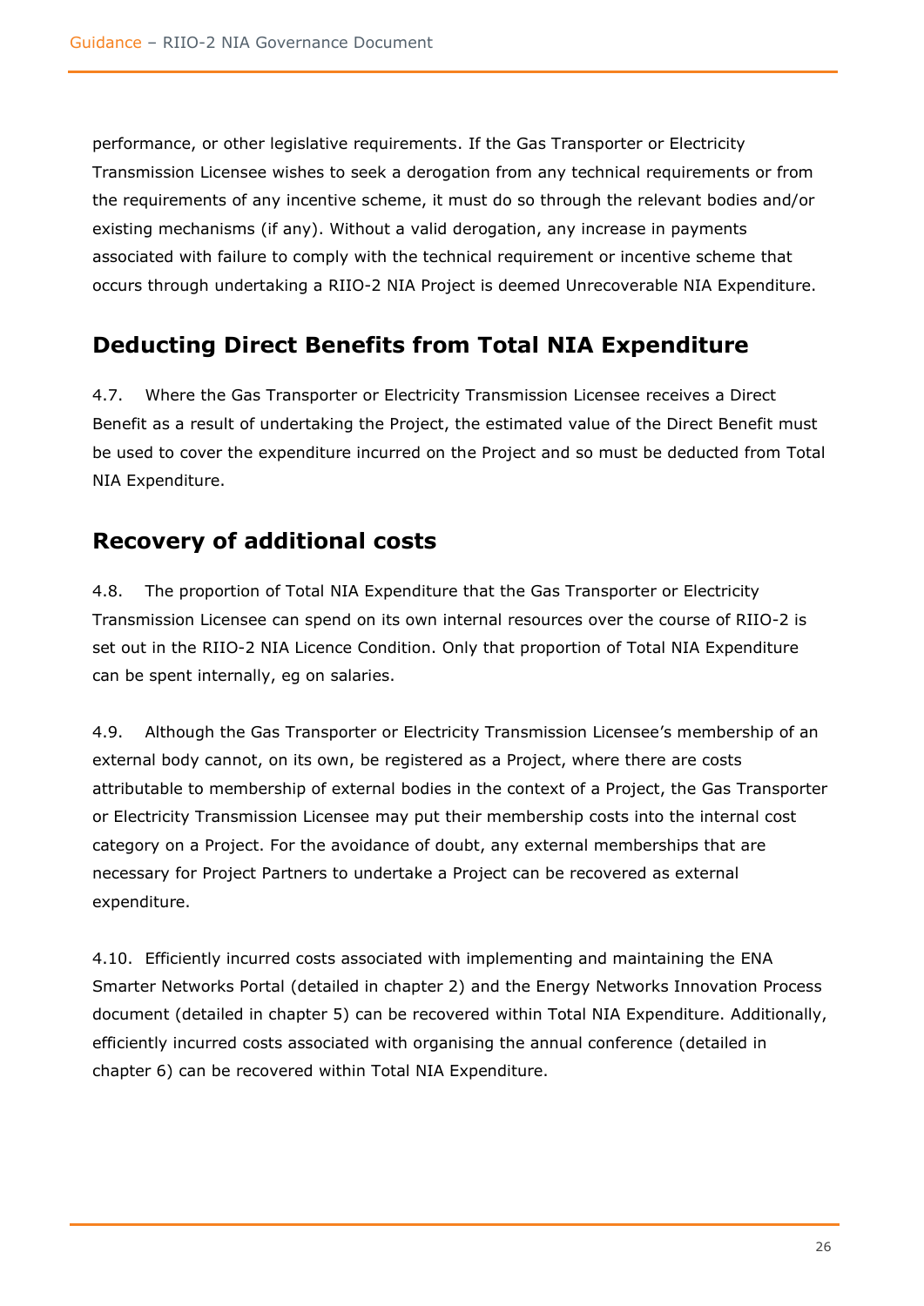performance, or other legislative requirements. If the Gas Transporter or Electricity Transmission Licensee wishes to seek a derogation from any technical requirements or from the requirements of any incentive scheme, it must do so through the relevant bodies and/or existing mechanisms (if any). Without a valid derogation, any increase in payments associated with failure to comply with the technical requirement or incentive scheme that occurs through undertaking a RIIO-2 NIA Project is deemed Unrecoverable NIA Expenditure.

## Deducting Direct Benefits from Total NIA Expenditure

4.7. Where the Gas Transporter or Electricity Transmission Licensee receives a Direct Benefit as a result of undertaking the Project, the estimated value of the Direct Benefit must be used to cover the expenditure incurred on the Project and so must be deducted from Total NIA Expenditure.

## Recovery of additional costs

4.8. The proportion of Total NIA Expenditure that the Gas Transporter or Electricity Transmission Licensee can spend on its own internal resources over the course of RIIO-2 is set out in the RIIO-2 NIA Licence Condition. Only that proportion of Total NIA Expenditure can be spent internally, eg on salaries.

4.9. Although the Gas Transporter or Electricity Transmission Licensee's membership of an external body cannot, on its own, be registered as a Project, where there are costs attributable to membership of external bodies in the context of a Project, the Gas Transporter or Electricity Transmission Licensee may put their membership costs into the internal cost category on a Project. For the avoidance of doubt, any external memberships that are necessary for Project Partners to undertake a Project can be recovered as external expenditure.

4.10. Efficiently incurred costs associated with implementing and maintaining the ENA Smarter Networks Portal (detailed in chapter 2) and the Energy Networks Innovation Process document (detailed in chapter 5) can be recovered within Total NIA Expenditure. Additionally, efficiently incurred costs associated with organising the annual conference (detailed in chapter 6) can be recovered within Total NIA Expenditure.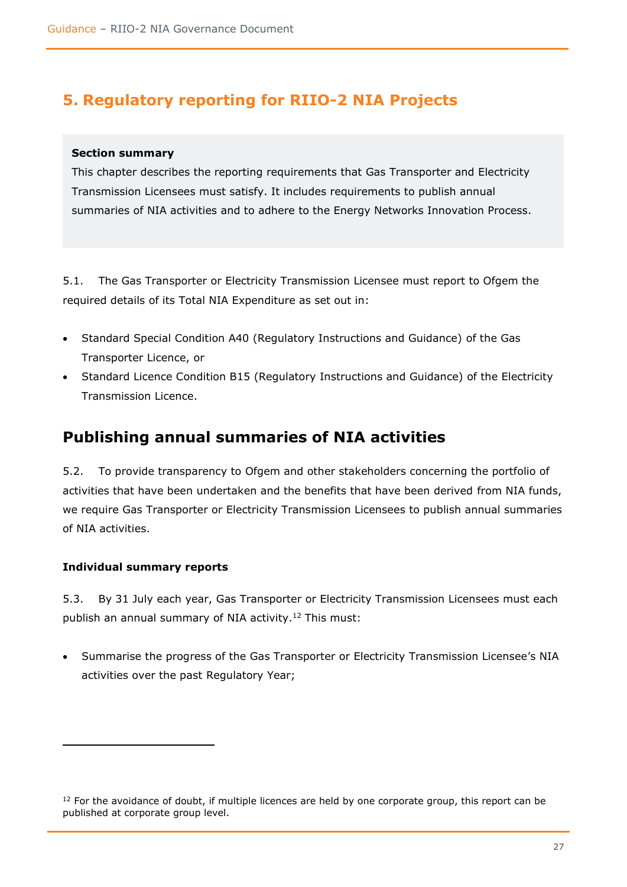# 5. Regulatory reporting for RIIO-2 NIA Projects

**Section summary**

This chapter describes the reporting requirements that Gas Transporter and Electricity Transmission Licensees must satisfy. It includes requirements to publish annual summaries of NIA activities and to adhere to the Energy Networks Innovation Process.

5.1. The Gas Transporter or Electricity Transmission Licensee must report to Ofgem the required details of its Total NIA Expenditure as set out in:

- Standard Special Condition A40 (Regulatory Instructions and Guidance) of the Gas Transporter Licence, or
- Standard Licence Condition B15 (Regulatory Instructions and Guidance) of the Electricity Transmission Licence.

## Publishing annual summaries of NIA activities

5.2. To provide transparency to Ofgem and other stakeholders concerning the portfolio of activities that have been undertaken and the benefits that have been derived from NIA funds, we require Gas Transporter or Electricity Transmission Licensees to publish annual summaries of NIA activities.

**Individual summary reports**

5.3. By 31 July each year, Gas Transporter or Electricity Transmission Licensees must each publish an annual summary of NIA activity.[12] This must:

- Summarise the progress of the Gas Transporter or Electricity Transmission Licensee's NIA activities over the past Regulatory Year;

[12] For the avoidance of doubt, if multiple licences are held by one corporate group, this report can be published at corporate group level.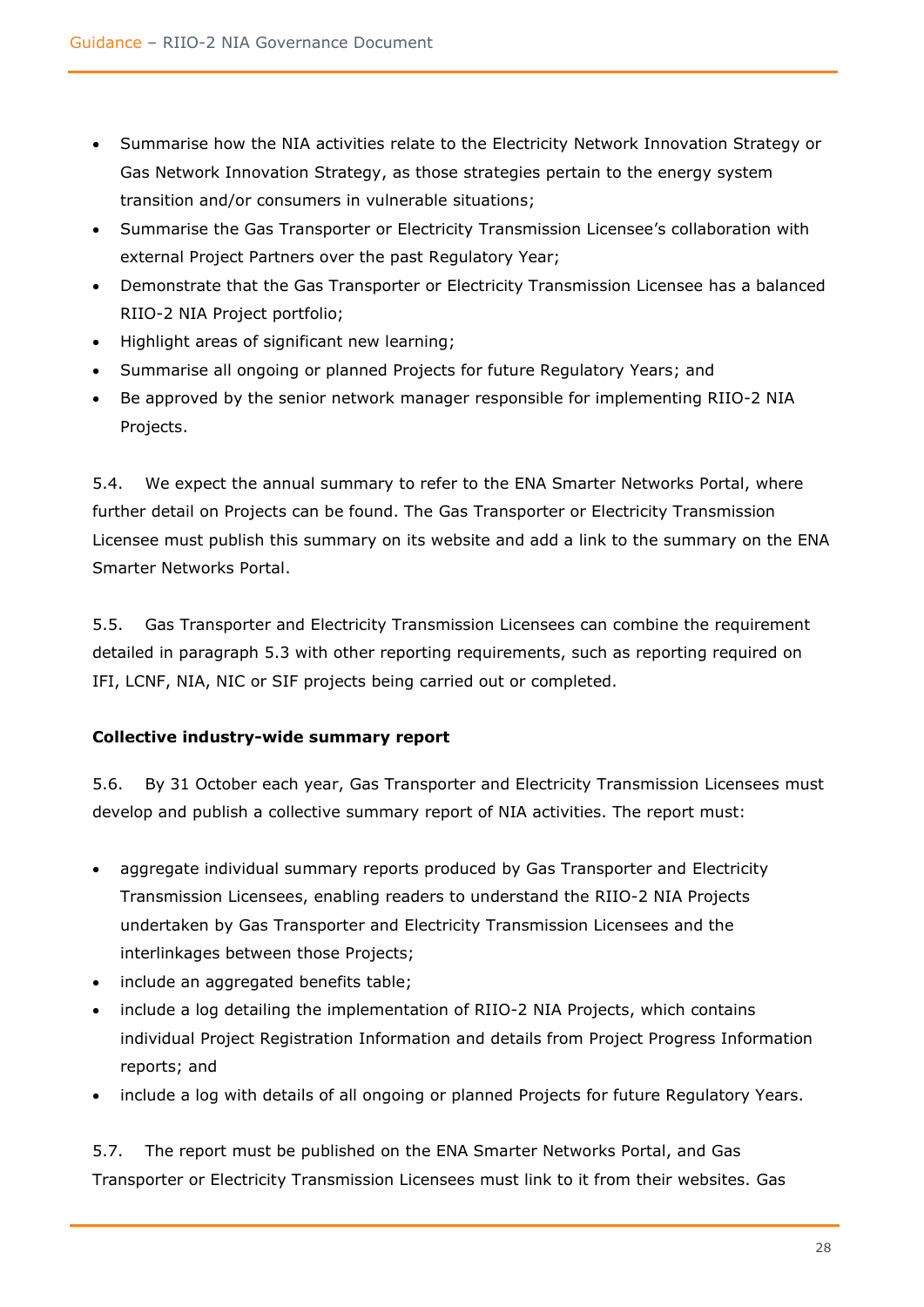- Summarise how the NIA activities relate to the Electricity Network Innovation Strategy or Gas Network Innovation Strategy, as those strategies pertain to the energy system transition and/or consumers in vulnerable situations;
- Summarise the Gas Transporter or Electricity Transmission Licensee's collaboration with external Project Partners over the past Regulatory Year;
- Demonstrate that the Gas Transporter or Electricity Transmission Licensee has a balanced RIIO-2 NIA Project portfolio;
- Highlight areas of significant new learning;
- Summarise all ongoing or planned Projects for future Regulatory Years; and
- Be approved by the senior network manager responsible for implementing RIIO-2 NIA Projects.

5.4. We expect the annual summary to refer to the ENA Smarter Networks Portal, where further detail on Projects can be found. The Gas Transporter or Electricity Transmission Licensee must publish this summary on its website and add a link to the summary on the ENA Smarter Networks Portal.

5.5. Gas Transporter and Electricity Transmission Licensees can combine the requirement detailed in paragraph 5.3 with other reporting requirements, such as reporting required on IFI, LCNF, NIA, NIC or SIF projects being carried out or completed.

**Collective industry-wide summary report**

5.6. By 31 October each year, Gas Transporter and Electricity Transmission Licensees must develop and publish a collective summary report of NIA activities. The report must:

- aggregate individual summary reports produced by Gas Transporter and Electricity Transmission Licensees, enabling readers to understand the RIIO-2 NIA Projects undertaken by Gas Transporter and Electricity Transmission Licensees and the interlinkages between those Projects;
- include an aggregated benefits table;
- include a log detailing the implementation of RIIO-2 NIA Projects, which contains individual Project Registration Information and details from Project Progress Information reports; and
- include a log with details of all ongoing or planned Projects for future Regulatory Years.

5.7. The report must be published on the ENA Smarter Networks Portal, and Gas Transporter or Electricity Transmission Licensees must link to it from their websites. Gas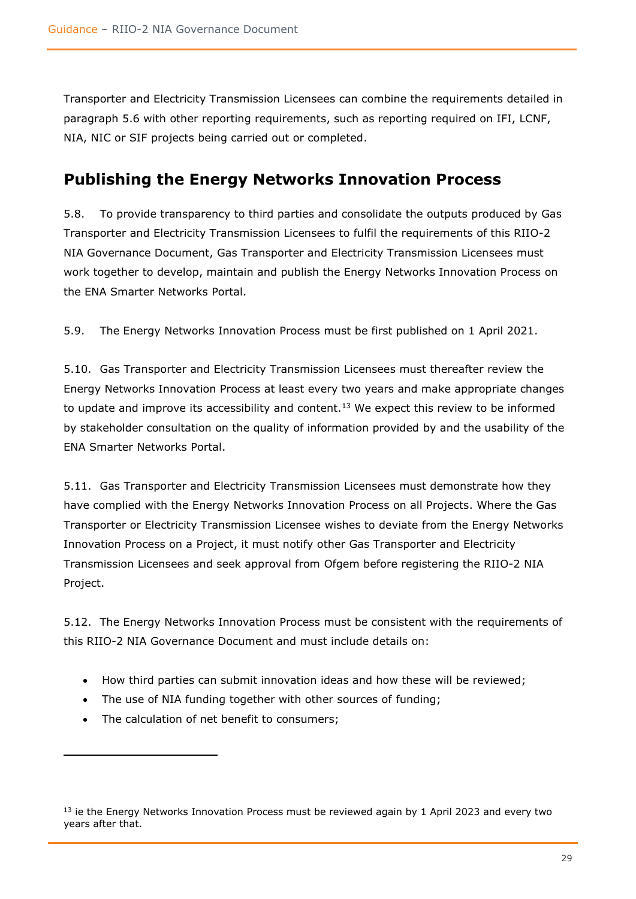Transporter and Electricity Transmission Licensees can combine the requirements detailed in paragraph 5.6 with other reporting requirements, such as reporting required on IFI, LCNF, NIA, NIC or SIF projects being carried out or completed.

## Publishing the Energy Networks Innovation Process

5.8. To provide transparency to third parties and consolidate the outputs produced by Gas Transporter and Electricity Transmission Licensees to fulfil the requirements of this RIIO-2 NIA Governance Document, Gas Transporter and Electricity Transmission Licensees must work together to develop, maintain and publish the Energy Networks Innovation Process on the ENA Smarter Networks Portal.

5.9. The Energy Networks Innovation Process must be first published on 1 April 2021.

5.10. Gas Transporter and Electricity Transmission Licensees must thereafter review the Energy Networks Innovation Process at least every two years and make appropriate changes to update and improve its accessibility and content.[13] We expect this review to be informed by stakeholder consultation on the quality of information provided by and the usability of the ENA Smarter Networks Portal.

5.11. Gas Transporter and Electricity Transmission Licensees must demonstrate how they have complied with the Energy Networks Innovation Process on all Projects. Where the Gas Transporter or Electricity Transmission Licensee wishes to deviate from the Energy Networks Innovation Process on a Project, it must notify other Gas Transporter and Electricity Transmission Licensees and seek approval from Ofgem before registering the RIIO-2 NIA Project.

5.12. The Energy Networks Innovation Process must be consistent with the requirements of this RIIO-2 NIA Governance Document and must include details on:

- How third parties can submit innovation ideas and how these will be reviewed;
- The use of NIA funding together with other sources of funding;
- The calculation of net benefit to consumers;

[13] ie the Energy Networks Innovation Process must be reviewed again by 1 April 2023 and every two years after that.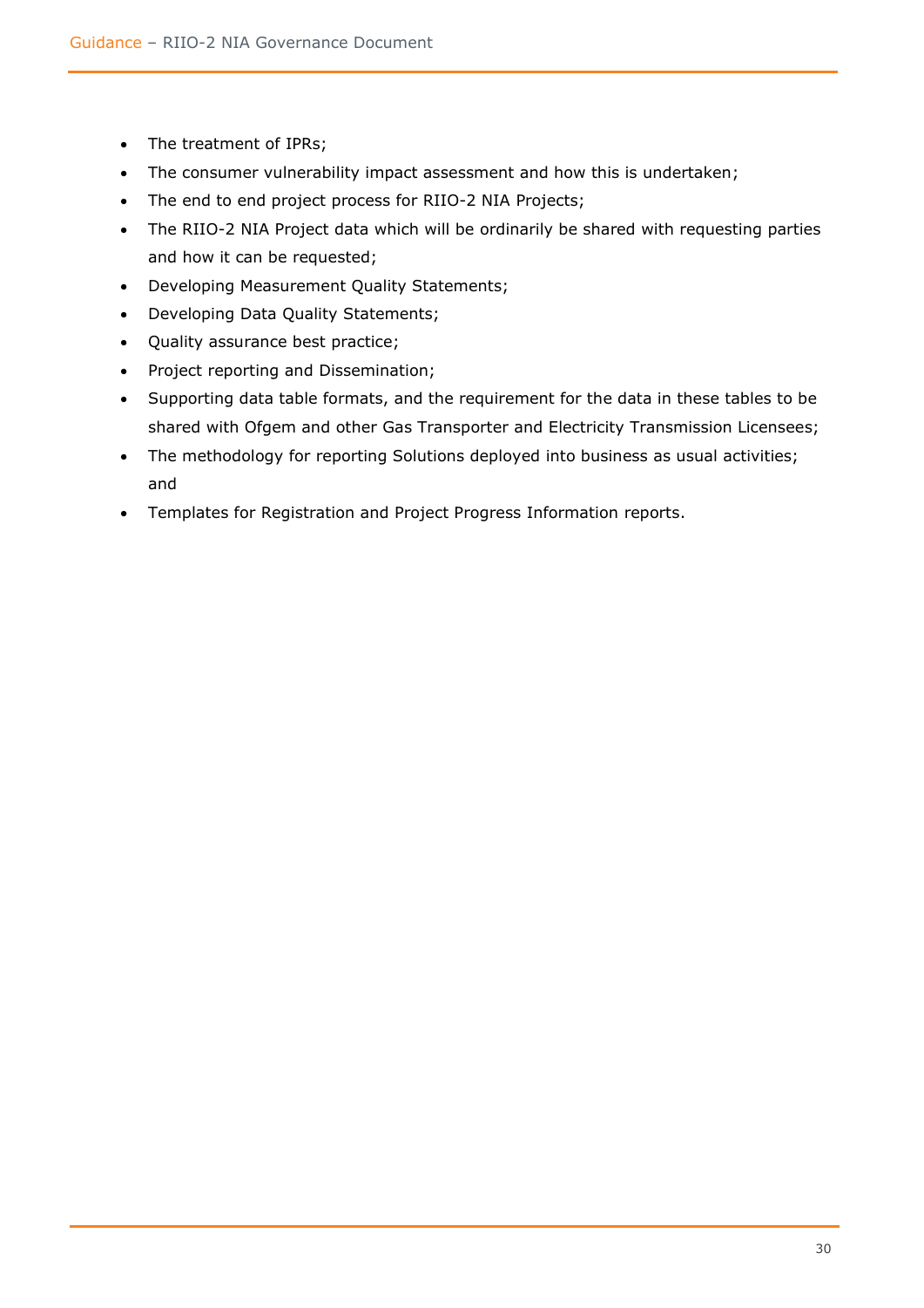- The treatment of IPRs;
- The consumer vulnerability impact assessment and how this is undertaken;
- The end to end project process for RIIO-2 NIA Projects;
- The RIIO-2 NIA Project data which will be ordinarily be shared with requesting parties and how it can be requested;
- Developing Measurement Quality Statements;
- Developing Data Quality Statements;
- Quality assurance best practice;
- Project reporting and Dissemination;
- Supporting data table formats, and the requirement for the data in these tables to be shared with Ofgem and other Gas Transporter and Electricity Transmission Licensees;
- The methodology for reporting Solutions deployed into business as usual activities; and
- Templates for Registration and Project Progress Information reports.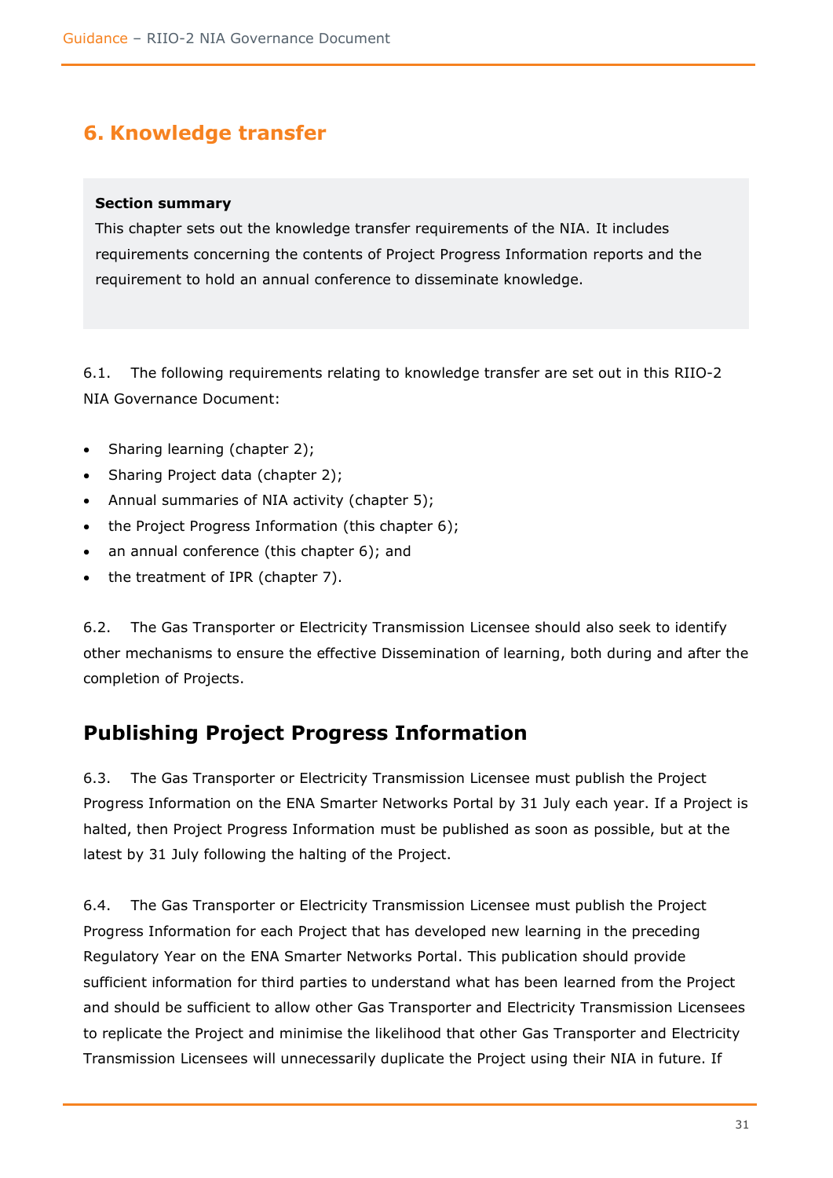# 6. Knowledge transfer

**Section summary**

This chapter sets out the knowledge transfer requirements of the NIA. It includes requirements concerning the contents of Project Progress Information reports and the requirement to hold an annual conference to disseminate knowledge.

6.1. The following requirements relating to knowledge transfer are set out in this RIIO-2 NIA Governance Document:

- Sharing learning (chapter 2);
- Sharing Project data (chapter 2);
- Annual summaries of NIA activity (chapter 5);
- the Project Progress Information (this chapter 6);
- an annual conference (this chapter 6); and
- the treatment of IPR (chapter 7).

6.2. The Gas Transporter or Electricity Transmission Licensee should also seek to identify other mechanisms to ensure the effective Dissemination of learning, both during and after the completion of Projects.

## Publishing Project Progress Information

6.3. The Gas Transporter or Electricity Transmission Licensee must publish the Project Progress Information on the ENA Smarter Networks Portal by 31 July each year. If a Project is halted, then Project Progress Information must be published as soon as possible, but at the latest by 31 July following the halting of the Project.

6.4. The Gas Transporter or Electricity Transmission Licensee must publish the Project Progress Information for each Project that has developed new learning in the preceding Regulatory Year on the ENA Smarter Networks Portal. This publication should provide sufficient information for third parties to understand what has been learned from the Project and should be sufficient to allow other Gas Transporter and Electricity Transmission Licensees to replicate the Project and minimise the likelihood that other Gas Transporter and Electricity Transmission Licensees will unnecessarily duplicate the Project using their NIA in future. If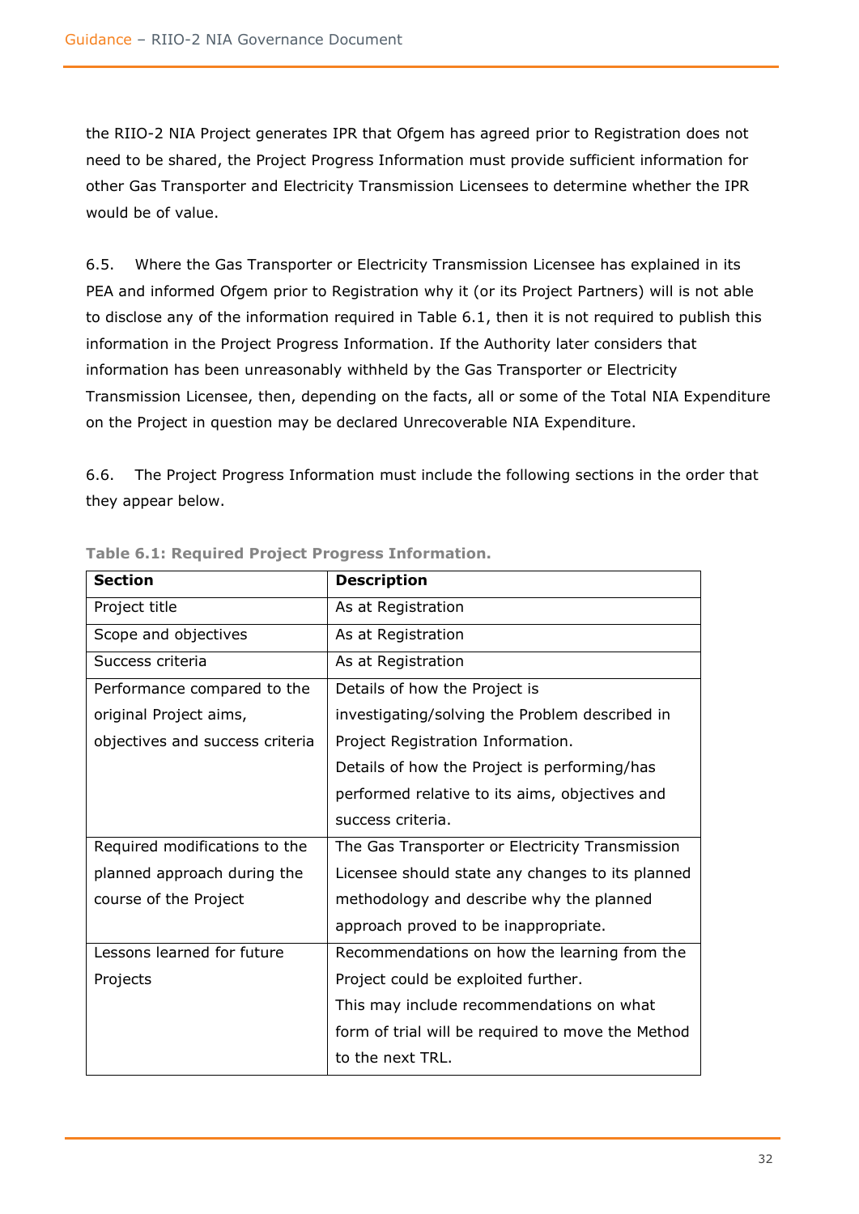the RIIO-2 NIA Project generates IPR that Ofgem has agreed prior to Registration does not need to be shared, the Project Progress Information must provide sufficient information for other Gas Transporter and Electricity Transmission Licensees to determine whether the IPR would be of value.

6.5. Where the Gas Transporter or Electricity Transmission Licensee has explained in its PEA and informed Ofgem prior to Registration why it (or its Project Partners) will is not able to disclose any of the information required in Table 6.1, then it is not required to publish this information in the Project Progress Information. If the Authority later considers that information has been unreasonably withheld by the Gas Transporter or Electricity Transmission Licensee, then, depending on the facts, all or some of the Total NIA Expenditure on the Project in question may be declared Unrecoverable NIA Expenditure.

6.6. The Project Progress Information must include the following sections in the order that they appear below.

**Table 6.1: Required Project Progress Information.**

| Section | Description |
|---|---|
| Project title | As at Registration |
| Scope and objectives | As at Registration |
| Success criteria | As at Registration |
| Performance compared to the original Project aims, objectives and success criteria | Details of how the Project is investigating/solving the Problem described in Project Registration Information. Details of how the Project is performing/has performed relative to its aims, objectives and success criteria. |
| Required modifications to the planned approach during the course of the Project | The Gas Transporter or Electricity Transmission Licensee should state any changes to its planned methodology and describe why the planned approach proved to be inappropriate. |
| Lessons learned for future Projects | Recommendations on how the learning from the Project could be exploited further. This may include recommendations on what form of trial will be required to move the Method to the next TRL. |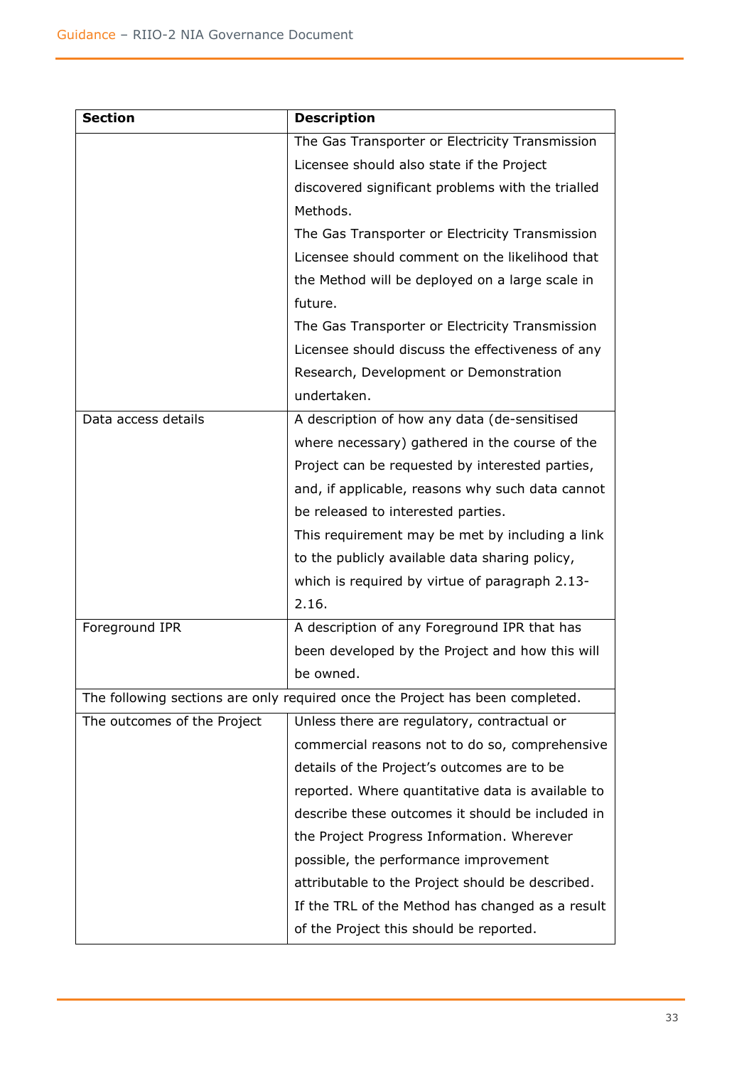| Section | Description |
|---|---|
| | The Gas Transporter or Electricity Transmission Licensee should also state if the Project discovered significant problems with the trialled Methods.<br>The Gas Transporter or Electricity Transmission Licensee should comment on the likelihood that the Method will be deployed on a large scale in future.<br>The Gas Transporter or Electricity Transmission Licensee should discuss the effectiveness of any Research, Development or Demonstration undertaken. |
| Data access details | A description of how any data (de-sensitised where necessary) gathered in the course of the Project can be requested by interested parties, and, if applicable, reasons why such data cannot be released to interested parties.<br>This requirement may be met by including a link to the publicly available data sharing policy, which is required by virtue of paragraph 2.13-2.16. |
| Foreground IPR | A description of any Foreground IPR that has been developed by the Project and how this will be owned. |
| The following sections are only required once the Project has been completed. | |
| The outcomes of the Project | Unless there are regulatory, contractual or commercial reasons not to do so, comprehensive details of the Project's outcomes are to be reported. Where quantitative data is available to describe these outcomes it should be included in the Project Progress Information. Wherever possible, the performance improvement attributable to the Project should be described. If the TRL of the Method has changed as a result of the Project this should be reported. |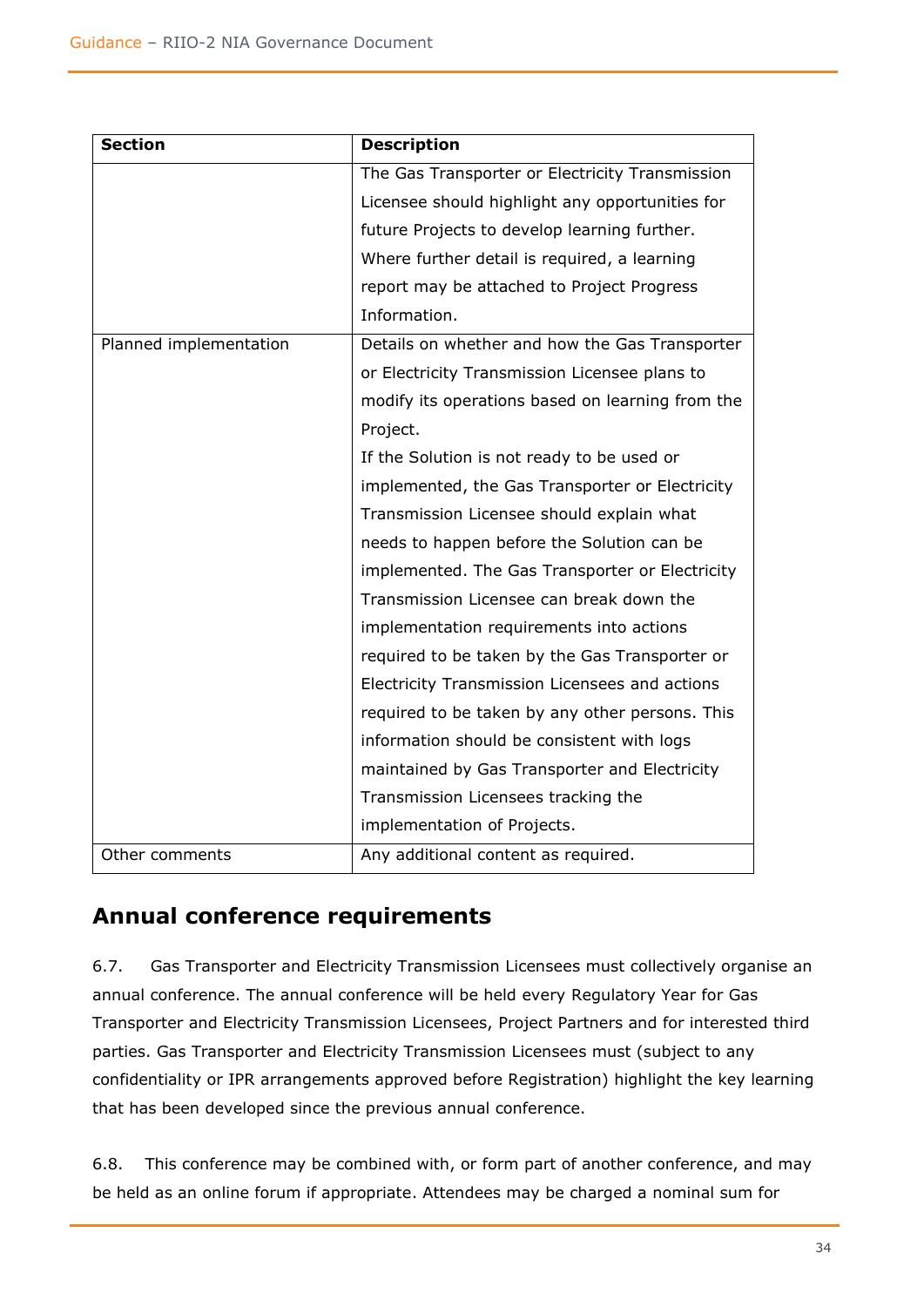| Section | Description |
| --- | --- |
| | The Gas Transporter or Electricity Transmission Licensee should highlight any opportunities for future Projects to develop learning further. Where further detail is required, a learning report may be attached to Project Progress Information. |
| Planned implementation | Details on whether and how the Gas Transporter or Electricity Transmission Licensee plans to modify its operations based on learning from the Project.<br>If the Solution is not ready to be used or implemented, the Gas Transporter or Electricity Transmission Licensee should explain what needs to happen before the Solution can be implemented. The Gas Transporter or Electricity Transmission Licensee can break down the implementation requirements into actions required to be taken by the Gas Transporter or Electricity Transmission Licensees and actions required to be taken by any other persons. This information should be consistent with logs maintained by Gas Transporter and Electricity Transmission Licensees tracking the implementation of Projects. |
| Other comments | Any additional content as required. |

## Annual conference requirements

6.7. Gas Transporter and Electricity Transmission Licensees must collectively organise an annual conference. The annual conference will be held every Regulatory Year for Gas Transporter and Electricity Transmission Licensees, Project Partners and for interested third parties. Gas Transporter and Electricity Transmission Licensees must (subject to any confidentiality or IPR arrangements approved before Registration) highlight the key learning that has been developed since the previous annual conference.

6.8. This conference may be combined with, or form part of another conference, and may be held as an online forum if appropriate. Attendees may be charged a nominal sum for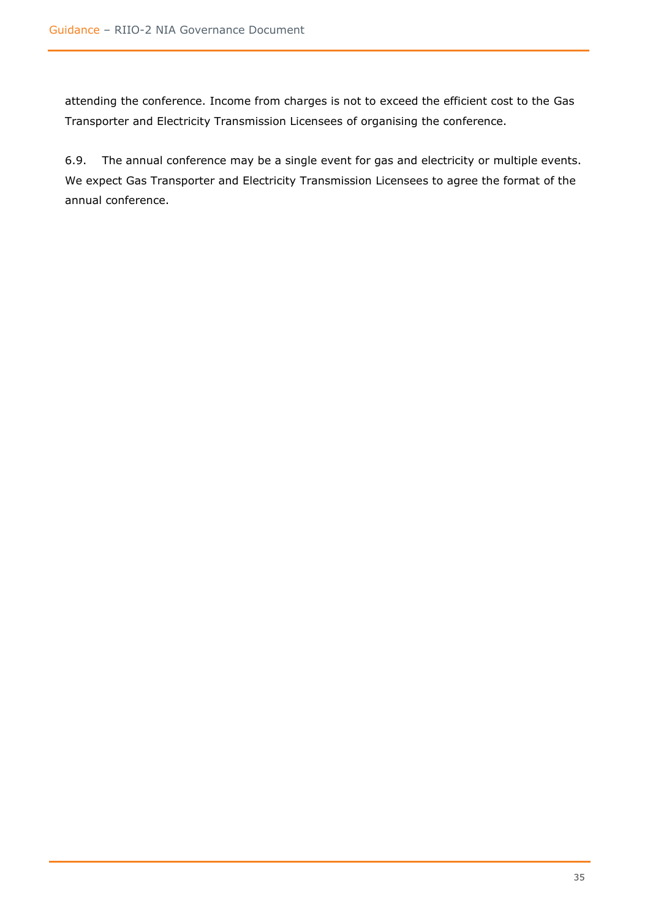attending the conference. Income from charges is not to exceed the efficient cost to the Gas Transporter and Electricity Transmission Licensees of organising the conference.

6.9. The annual conference may be a single event for gas and electricity or multiple events. We expect Gas Transporter and Electricity Transmission Licensees to agree the format of the annual conference.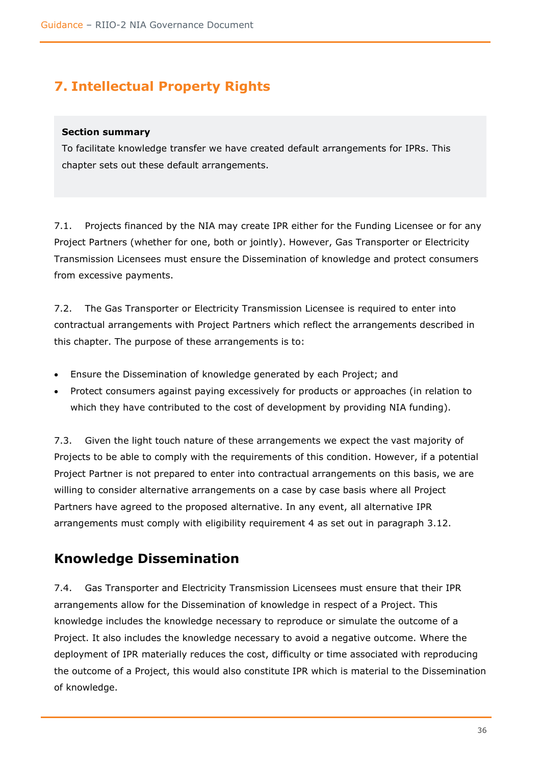# 7. Intellectual Property Rights

> **Section summary**
>
> To facilitate knowledge transfer we have created default arrangements for IPRs. This chapter sets out these default arrangements.

7.1. Projects financed by the NIA may create IPR either for the Funding Licensee or for any Project Partners (whether for one, both or jointly). However, Gas Transporter or Electricity Transmission Licensees must ensure the Dissemination of knowledge and protect consumers from excessive payments.

7.2. The Gas Transporter or Electricity Transmission Licensee is required to enter into contractual arrangements with Project Partners which reflect the arrangements described in this chapter. The purpose of these arrangements is to:

- Ensure the Dissemination of knowledge generated by each Project; and
- Protect consumers against paying excessively for products or approaches (in relation to which they have contributed to the cost of development by providing NIA funding).

7.3. Given the light touch nature of these arrangements we expect the vast majority of Projects to be able to comply with the requirements of this condition. However, if a potential Project Partner is not prepared to enter into contractual arrangements on this basis, we are willing to consider alternative arrangements on a case by case basis where all Project Partners have agreed to the proposed alternative. In any event, all alternative IPR arrangements must comply with eligibility requirement 4 as set out in paragraph 3.12.

## Knowledge Dissemination

7.4. Gas Transporter and Electricity Transmission Licensees must ensure that their IPR arrangements allow for the Dissemination of knowledge in respect of a Project. This knowledge includes the knowledge necessary to reproduce or simulate the outcome of a Project. It also includes the knowledge necessary to avoid a negative outcome. Where the deployment of IPR materially reduces the cost, difficulty or time associated with reproducing the outcome of a Project, this would also constitute IPR which is material to the Dissemination of knowledge.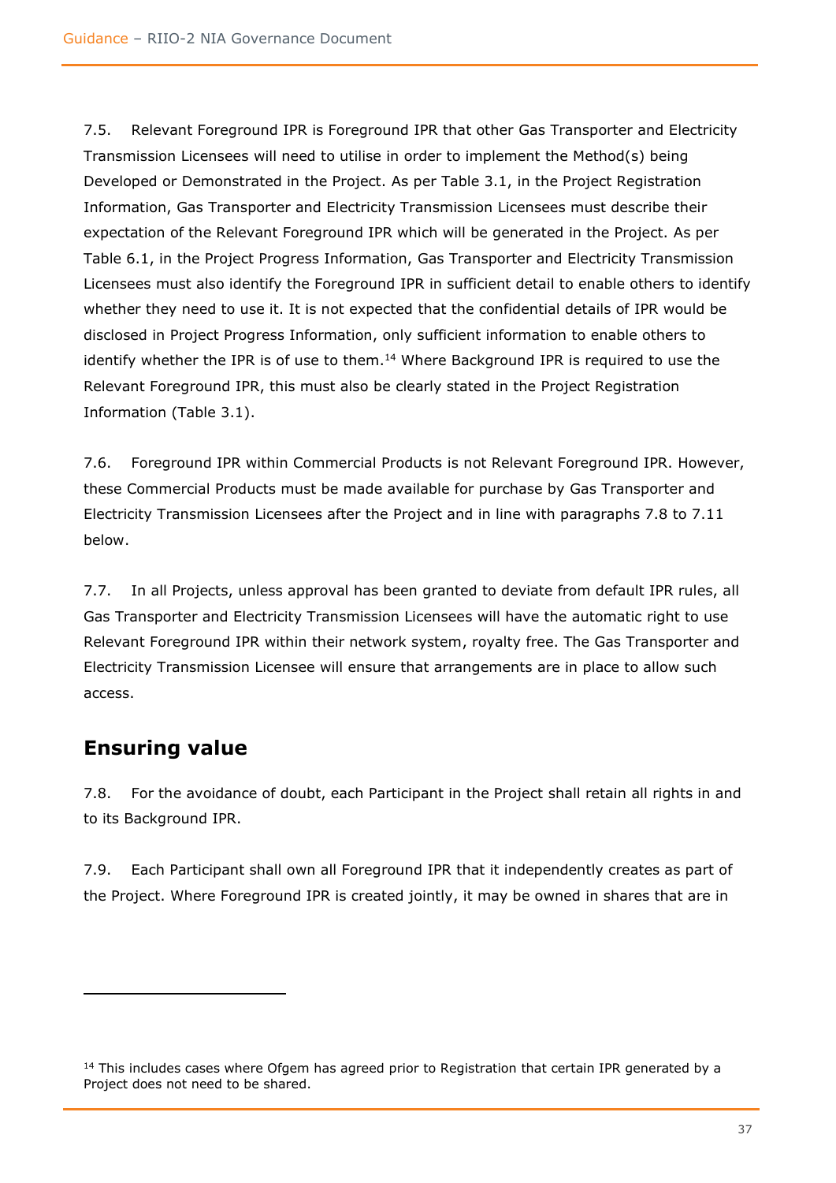7.5. Relevant Foreground IPR is Foreground IPR that other Gas Transporter and Electricity Transmission Licensees will need to utilise in order to implement the Method(s) being Developed or Demonstrated in the Project. As per Table 3.1, in the Project Registration Information, Gas Transporter and Electricity Transmission Licensees must describe their expectation of the Relevant Foreground IPR which will be generated in the Project. As per Table 6.1, in the Project Progress Information, Gas Transporter and Electricity Transmission Licensees must also identify the Foreground IPR in sufficient detail to enable others to identify whether they need to use it. It is not expected that the confidential details of IPR would be disclosed in Project Progress Information, only sufficient information to enable others to identify whether the IPR is of use to them.[14] Where Background IPR is required to use the Relevant Foreground IPR, this must also be clearly stated in the Project Registration Information (Table 3.1).

7.6. Foreground IPR within Commercial Products is not Relevant Foreground IPR. However, these Commercial Products must be made available for purchase by Gas Transporter and Electricity Transmission Licensees after the Project and in line with paragraphs 7.8 to 7.11 below.

7.7. In all Projects, unless approval has been granted to deviate from default IPR rules, all Gas Transporter and Electricity Transmission Licensees will have the automatic right to use Relevant Foreground IPR within their network system, royalty free. The Gas Transporter and Electricity Transmission Licensee will ensure that arrangements are in place to allow such access.

## Ensuring value

7.8. For the avoidance of doubt, each Participant in the Project shall retain all rights in and to its Background IPR.

7.9. Each Participant shall own all Foreground IPR that it independently creates as part of the Project. Where Foreground IPR is created jointly, it may be owned in shares that are in

[14] This includes cases where Ofgem has agreed prior to Registration that certain IPR generated by a Project does not need to be shared.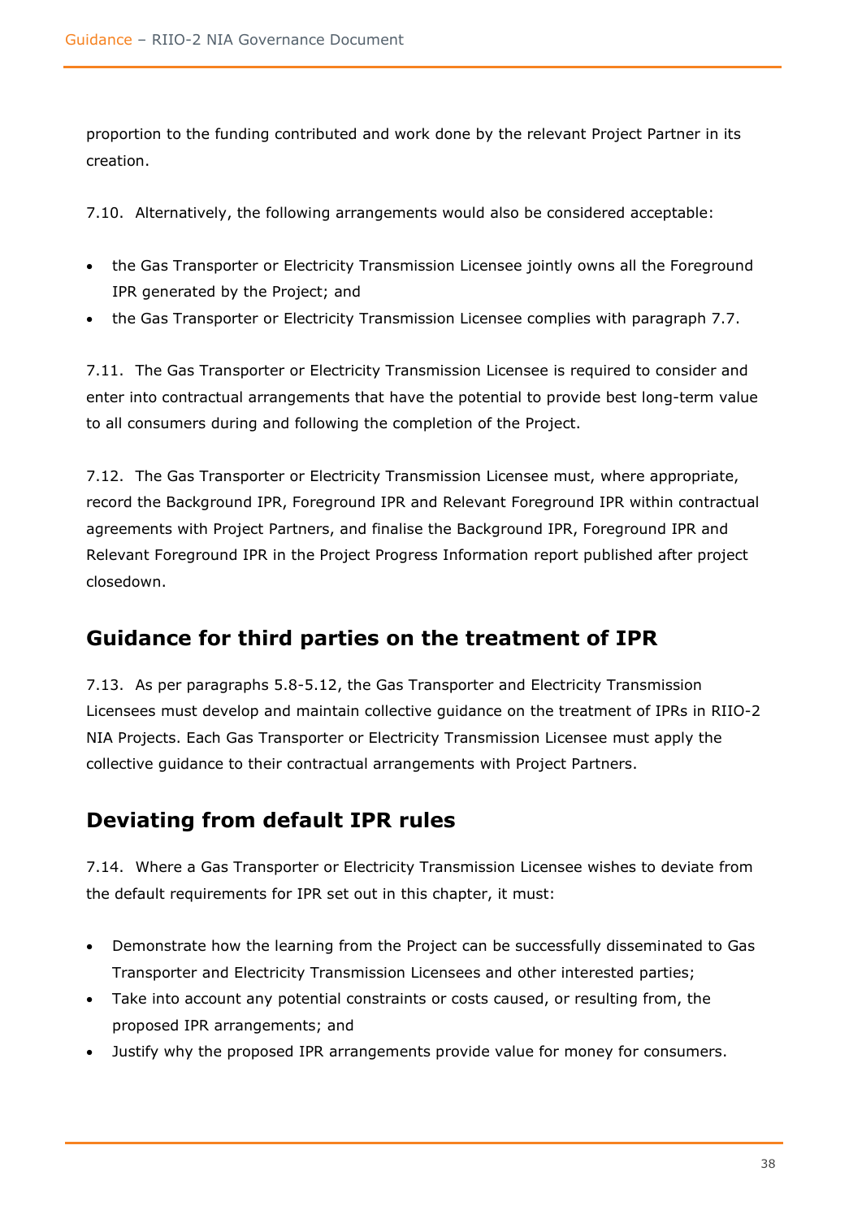proportion to the funding contributed and work done by the relevant Project Partner in its creation.

7.10. Alternatively, the following arrangements would also be considered acceptable:

- the Gas Transporter or Electricity Transmission Licensee jointly owns all the Foreground IPR generated by the Project; and
- the Gas Transporter or Electricity Transmission Licensee complies with paragraph 7.7.

7.11. The Gas Transporter or Electricity Transmission Licensee is required to consider and enter into contractual arrangements that have the potential to provide best long-term value to all consumers during and following the completion of the Project.

7.12. The Gas Transporter or Electricity Transmission Licensee must, where appropriate, record the Background IPR, Foreground IPR and Relevant Foreground IPR within contractual agreements with Project Partners, and finalise the Background IPR, Foreground IPR and Relevant Foreground IPR in the Project Progress Information report published after project closedown.

## Guidance for third parties on the treatment of IPR

7.13. As per paragraphs 5.8-5.12, the Gas Transporter and Electricity Transmission Licensees must develop and maintain collective guidance on the treatment of IPRs in RIIO-2 NIA Projects. Each Gas Transporter or Electricity Transmission Licensee must apply the collective guidance to their contractual arrangements with Project Partners.

## Deviating from default IPR rules

7.14. Where a Gas Transporter or Electricity Transmission Licensee wishes to deviate from the default requirements for IPR set out in this chapter, it must:

- Demonstrate how the learning from the Project can be successfully disseminated to Gas Transporter and Electricity Transmission Licensees and other interested parties;
- Take into account any potential constraints or costs caused, or resulting from, the proposed IPR arrangements; and
- Justify why the proposed IPR arrangements provide value for money for consumers.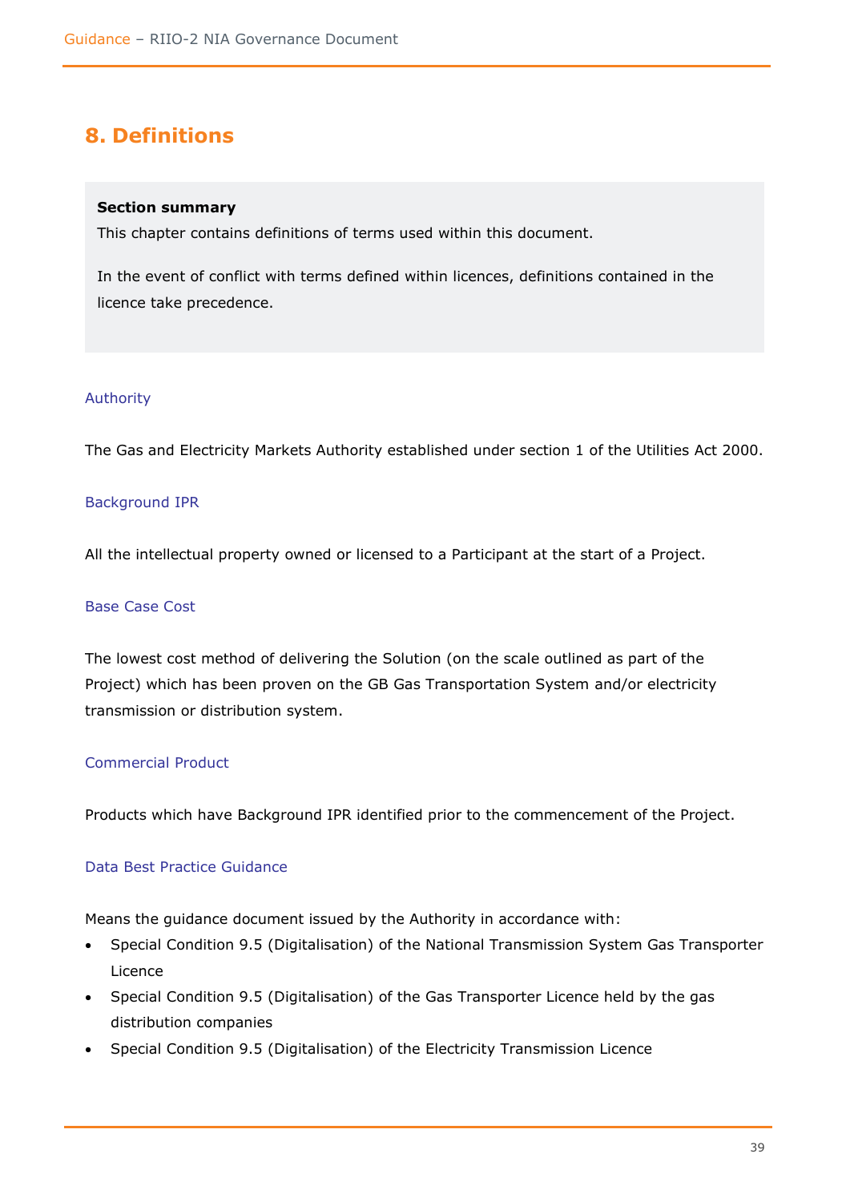## 8. Definitions

> **Section summary**
>
> This chapter contains definitions of terms used within this document.
>
> In the event of conflict with terms defined within licences, definitions contained in the licence take precedence.

### Authority

The Gas and Electricity Markets Authority established under section 1 of the Utilities Act 2000.

### Background IPR

All the intellectual property owned or licensed to a Participant at the start of a Project.

### Base Case Cost

The lowest cost method of delivering the Solution (on the scale outlined as part of the Project) which has been proven on the GB Gas Transportation System and/or electricity transmission or distribution system.

### Commercial Product

Products which have Background IPR identified prior to the commencement of the Project.

### Data Best Practice Guidance

Means the guidance document issued by the Authority in accordance with:

- Special Condition 9.5 (Digitalisation) of the National Transmission System Gas Transporter Licence
- Special Condition 9.5 (Digitalisation) of the Gas Transporter Licence held by the gas distribution companies
- Special Condition 9.5 (Digitalisation) of the Electricity Transmission Licence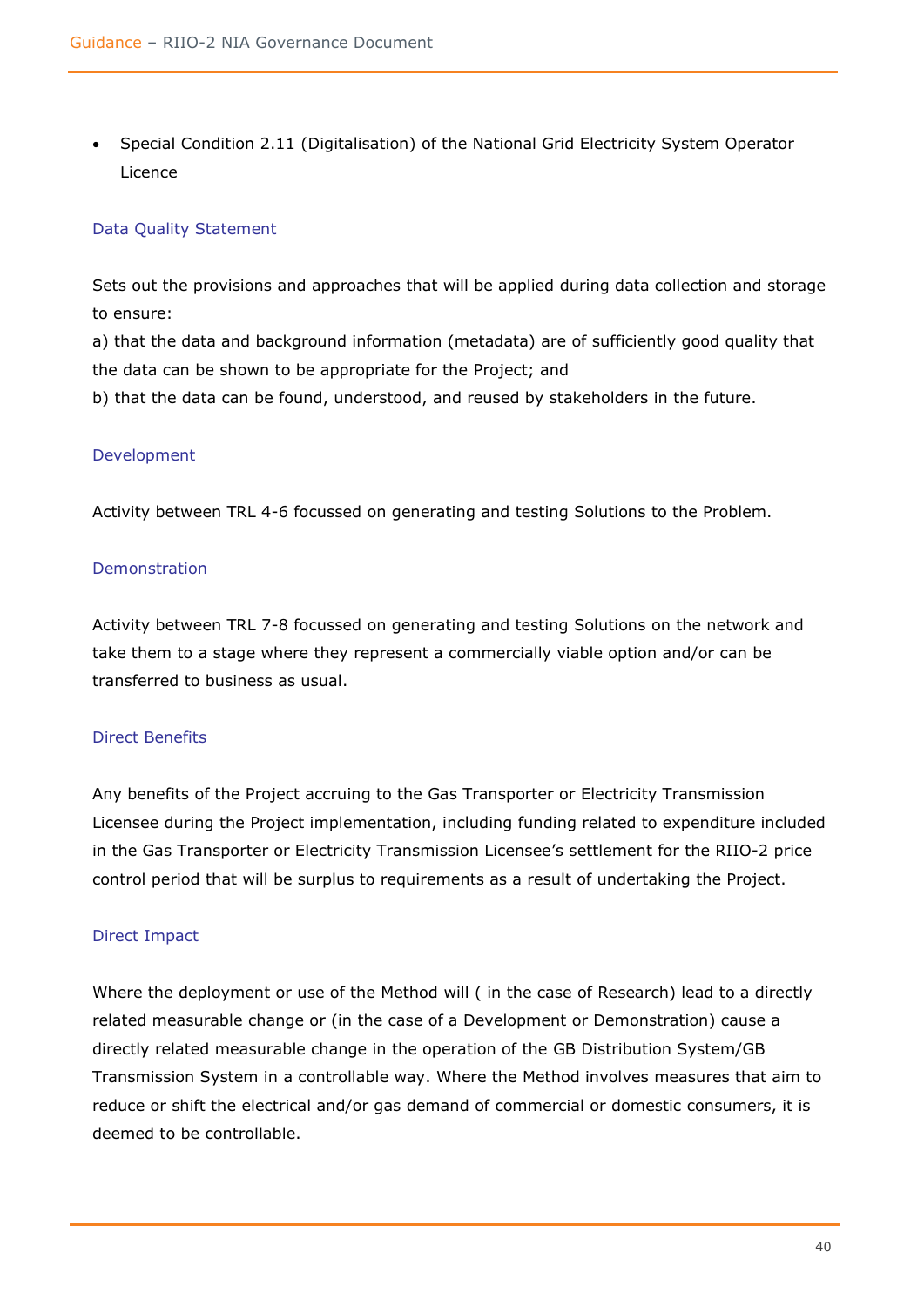- Special Condition 2.11 (Digitalisation) of the National Grid Electricity System Operator Licence

### Data Quality Statement

Sets out the provisions and approaches that will be applied during data collection and storage to ensure:
a) that the data and background information (metadata) are of sufficiently good quality that the data can be shown to be appropriate for the Project; and
b) that the data can be found, understood, and reused by stakeholders in the future.

### Development

Activity between TRL 4-6 focussed on generating and testing Solutions to the Problem.

### Demonstration

Activity between TRL 7-8 focussed on generating and testing Solutions on the network and take them to a stage where they represent a commercially viable option and/or can be transferred to business as usual.

### Direct Benefits

Any benefits of the Project accruing to the Gas Transporter or Electricity Transmission Licensee during the Project implementation, including funding related to expenditure included in the Gas Transporter or Electricity Transmission Licensee's settlement for the RIIO-2 price control period that will be surplus to requirements as a result of undertaking the Project.

### Direct Impact

Where the deployment or use of the Method will ( in the case of Research) lead to a directly related measurable change or (in the case of a Development or Demonstration) cause a directly related measurable change in the operation of the GB Distribution System/GB Transmission System in a controllable way. Where the Method involves measures that aim to reduce or shift the electrical and/or gas demand of commercial or domestic consumers, it is deemed to be controllable.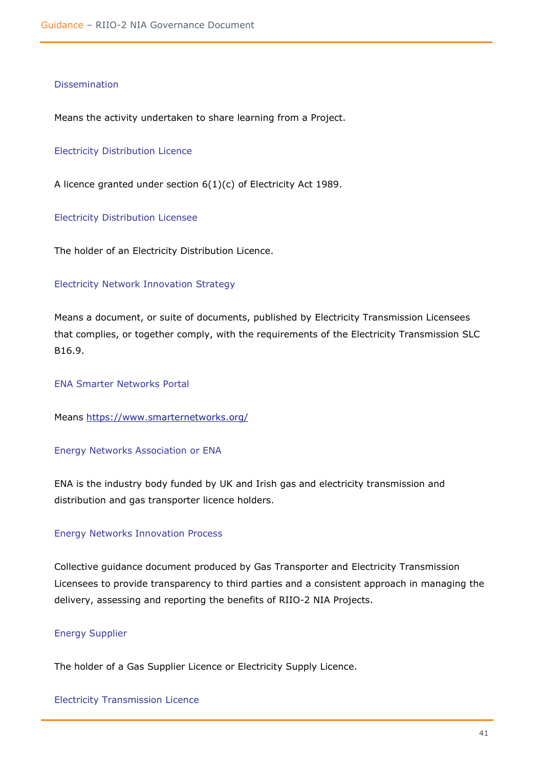### Dissemination

Means the activity undertaken to share learning from a Project.

### Electricity Distribution Licence

A licence granted under section 6(1)(c) of Electricity Act 1989.

### Electricity Distribution Licensee

The holder of an Electricity Distribution Licence.

### Electricity Network Innovation Strategy

Means a document, or suite of documents, published by Electricity Transmission Licensees that complies, or together comply, with the requirements of the Electricity Transmission SLC B16.9.

### ENA Smarter Networks Portal

Means [https://www.smarternetworks.org/](https://www.smarternetworks.org/)

### Energy Networks Association or ENA

ENA is the industry body funded by UK and Irish gas and electricity transmission and distribution and gas transporter licence holders.

### Energy Networks Innovation Process

Collective guidance document produced by Gas Transporter and Electricity Transmission Licensees to provide transparency to third parties and a consistent approach in managing the delivery, assessing and reporting the benefits of RIIO-2 NIA Projects.

### Energy Supplier

The holder of a Gas Supplier Licence or Electricity Supply Licence.

### Electricity Transmission Licence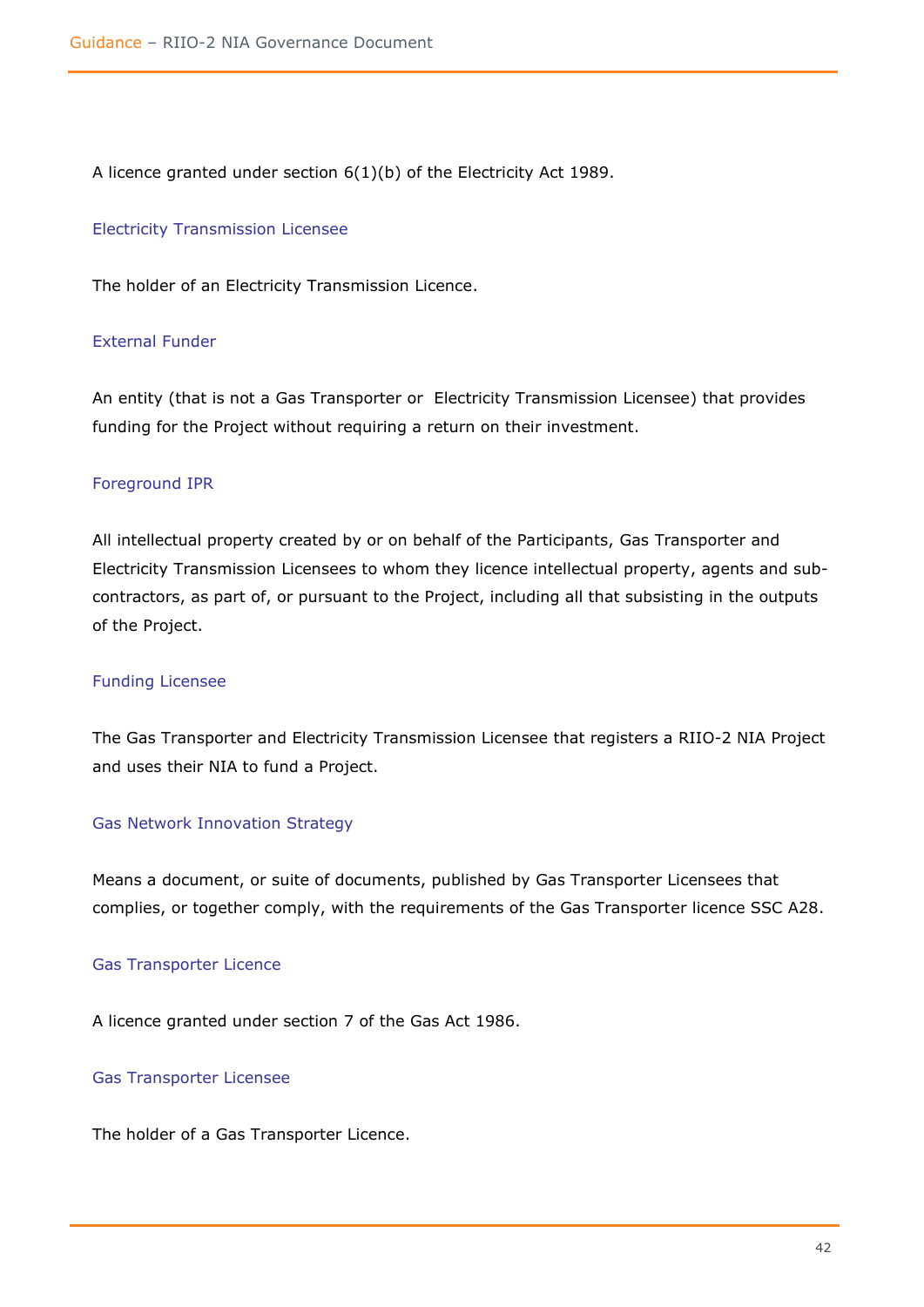A licence granted under section 6(1)(b) of the Electricity Act 1989.

### Electricity Transmission Licensee

The holder of an Electricity Transmission Licence.

### External Funder

An entity (that is not a Gas Transporter or  Electricity Transmission Licensee) that provides funding for the Project without requiring a return on their investment.

### Foreground IPR

All intellectual property created by or on behalf of the Participants, Gas Transporter and Electricity Transmission Licensees to whom they licence intellectual property, agents and sub-contractors, as part of, or pursuant to the Project, including all that subsisting in the outputs of the Project.

### Funding Licensee

The Gas Transporter and Electricity Transmission Licensee that registers a RIIO-2 NIA Project and uses their NIA to fund a Project.

### Gas Network Innovation Strategy

Means a document, or suite of documents, published by Gas Transporter Licensees that complies, or together comply, with the requirements of the Gas Transporter licence SSC A28.

### Gas Transporter Licence

A licence granted under section 7 of the Gas Act 1986.

### Gas Transporter Licensee

The holder of a Gas Transporter Licence.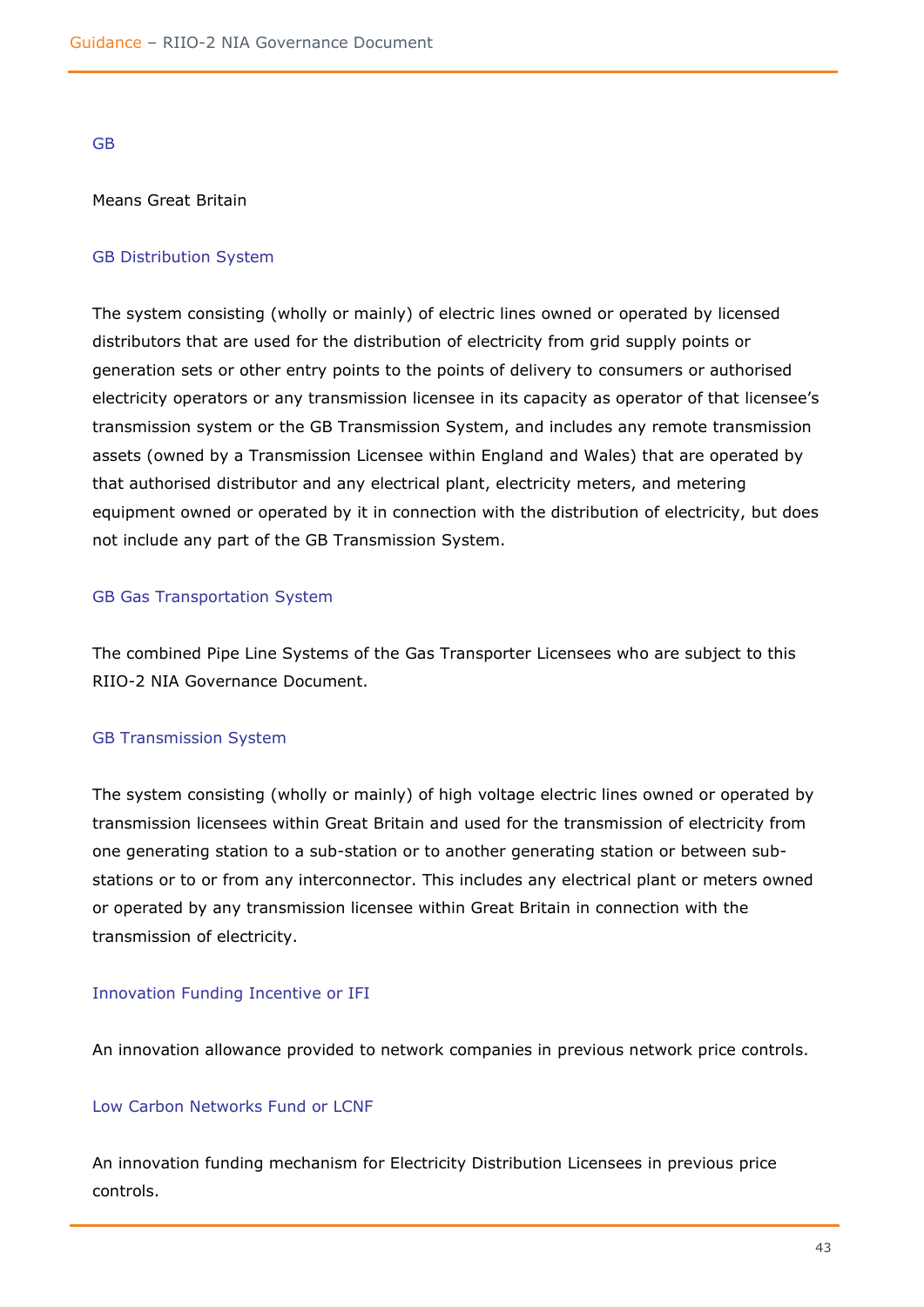GB

Means Great Britain

GB Distribution System

The system consisting (wholly or mainly) of electric lines owned or operated by licensed distributors that are used for the distribution of electricity from grid supply points or generation sets or other entry points to the points of delivery to consumers or authorised electricity operators or any transmission licensee in its capacity as operator of that licensee's transmission system or the GB Transmission System, and includes any remote transmission assets (owned by a Transmission Licensee within England and Wales) that are operated by that authorised distributor and any electrical plant, electricity meters, and metering equipment owned or operated by it in connection with the distribution of electricity, but does not include any part of the GB Transmission System.

GB Gas Transportation System

The combined Pipe Line Systems of the Gas Transporter Licensees who are subject to this RIIO-2 NIA Governance Document.

GB Transmission System

The system consisting (wholly or mainly) of high voltage electric lines owned or operated by transmission licensees within Great Britain and used for the transmission of electricity from one generating station to a sub-station or to another generating station or between sub-stations or to or from any interconnector. This includes any electrical plant or meters owned or operated by any transmission licensee within Great Britain in connection with the transmission of electricity.

Innovation Funding Incentive or IFI

An innovation allowance provided to network companies in previous network price controls.

Low Carbon Networks Fund or LCNF

An innovation funding mechanism for Electricity Distribution Licensees in previous price controls.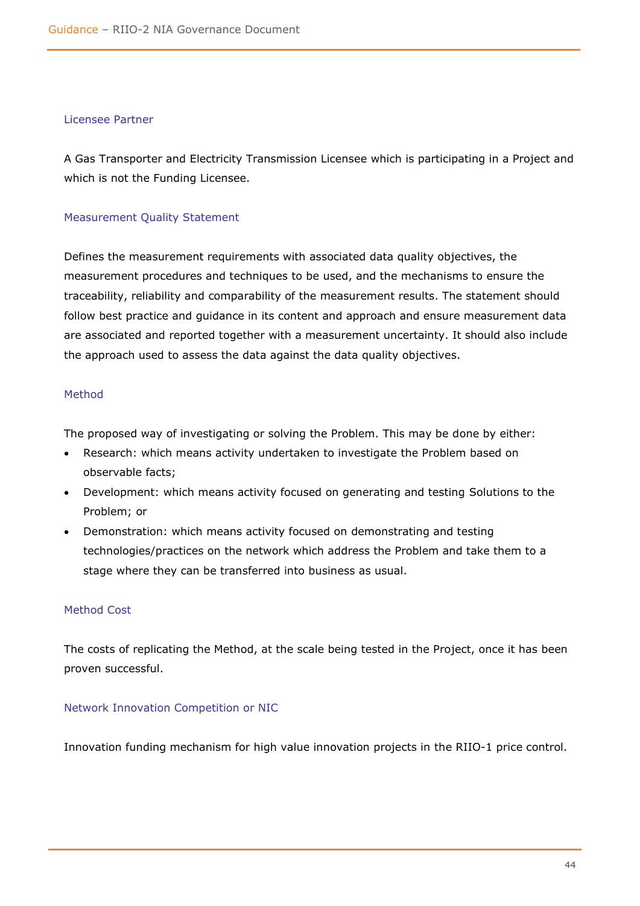### Licensee Partner

A Gas Transporter and Electricity Transmission Licensee which is participating in a Project and which is not the Funding Licensee.

### Measurement Quality Statement

Defines the measurement requirements with associated data quality objectives, the measurement procedures and techniques to be used, and the mechanisms to ensure the traceability, reliability and comparability of the measurement results. The statement should follow best practice and guidance in its content and approach and ensure measurement data are associated and reported together with a measurement uncertainty. It should also include the approach used to assess the data against the data quality objectives.

### Method

The proposed way of investigating or solving the Problem. This may be done by either:

- Research: which means activity undertaken to investigate the Problem based on observable facts;
- Development: which means activity focused on generating and testing Solutions to the Problem; or
- Demonstration: which means activity focused on demonstrating and testing technologies/practices on the network which address the Problem and take them to a stage where they can be transferred into business as usual.

### Method Cost

The costs of replicating the Method, at the scale being tested in the Project, once it has been proven successful.

### Network Innovation Competition or NIC

Innovation funding mechanism for high value innovation projects in the RIIO-1 price control.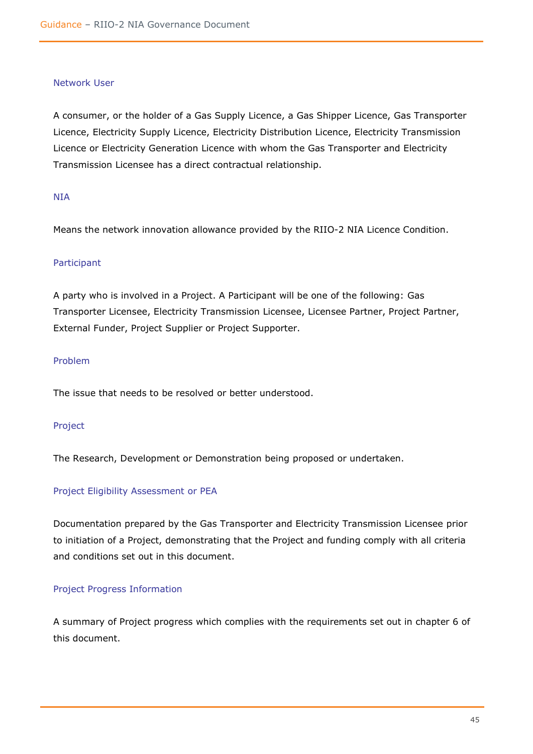### Network User

A consumer, or the holder of a Gas Supply Licence, a Gas Shipper Licence, Gas Transporter Licence, Electricity Supply Licence, Electricity Distribution Licence, Electricity Transmission Licence or Electricity Generation Licence with whom the Gas Transporter and Electricity Transmission Licensee has a direct contractual relationship.

### NIA

Means the network innovation allowance provided by the RIIO-2 NIA Licence Condition.

### Participant

A party who is involved in a Project. A Participant will be one of the following: Gas Transporter Licensee, Electricity Transmission Licensee, Licensee Partner, Project Partner, External Funder, Project Supplier or Project Supporter.

### Problem

The issue that needs to be resolved or better understood.

### Project

The Research, Development or Demonstration being proposed or undertaken.

### Project Eligibility Assessment or PEA

Documentation prepared by the Gas Transporter and Electricity Transmission Licensee prior to initiation of a Project, demonstrating that the Project and funding comply with all criteria and conditions set out in this document.

### Project Progress Information

A summary of Project progress which complies with the requirements set out in chapter 6 of this document.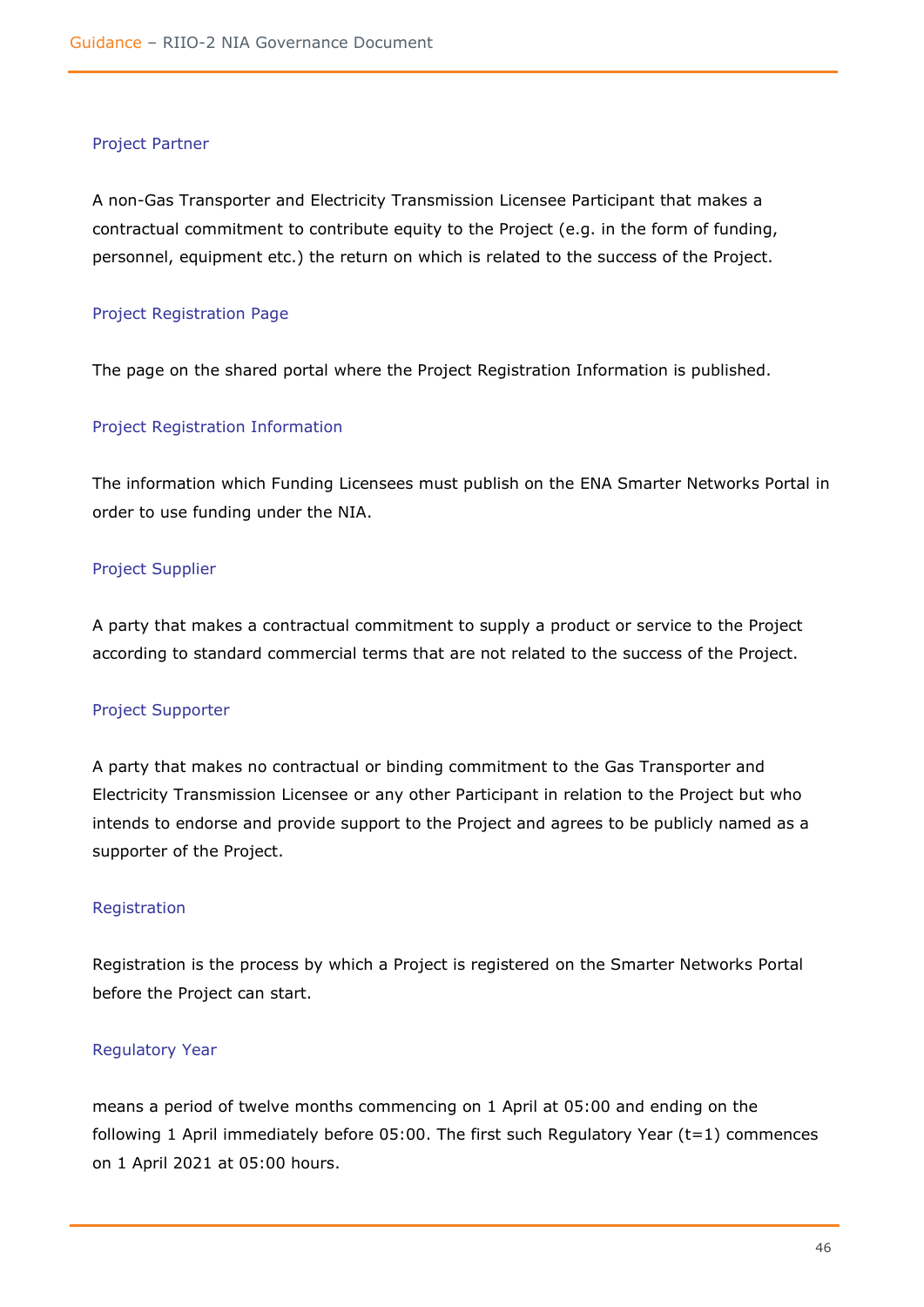### Project Partner

A non-Gas Transporter and Electricity Transmission Licensee Participant that makes a contractual commitment to contribute equity to the Project (e.g. in the form of funding, personnel, equipment etc.) the return on which is related to the success of the Project.

### Project Registration Page

The page on the shared portal where the Project Registration Information is published.

### Project Registration Information

The information which Funding Licensees must publish on the ENA Smarter Networks Portal in order to use funding under the NIA.

### Project Supplier

A party that makes a contractual commitment to supply a product or service to the Project according to standard commercial terms that are not related to the success of the Project.

### Project Supporter

A party that makes no contractual or binding commitment to the Gas Transporter and Electricity Transmission Licensee or any other Participant in relation to the Project but who intends to endorse and provide support to the Project and agrees to be publicly named as a supporter of the Project.

### Registration

Registration is the process by which a Project is registered on the Smarter Networks Portal before the Project can start.

### Regulatory Year

means a period of twelve months commencing on 1 April at 05:00 and ending on the following 1 April immediately before 05:00. The first such Regulatory Year (t=1) commences on 1 April 2021 at 05:00 hours.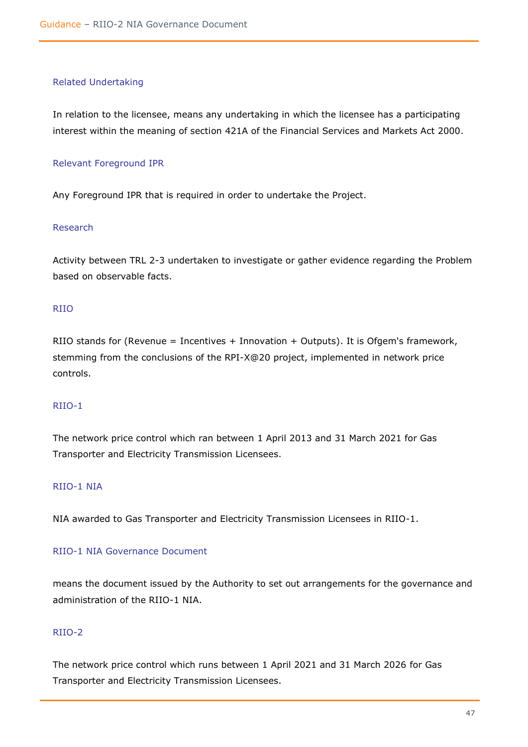### Related Undertaking

In relation to the licensee, means any undertaking in which the licensee has a participating interest within the meaning of section 421A of the Financial Services and Markets Act 2000.

### Relevant Foreground IPR

Any Foreground IPR that is required in order to undertake the Project.

### Research

Activity between TRL 2-3 undertaken to investigate or gather evidence regarding the Problem based on observable facts.

### RIIO

RIIO stands for (Revenue = Incentives + Innovation + Outputs). It is Ofgem's framework, stemming from the conclusions of the RPI-X@20 project, implemented in network price controls.

### RIIO-1

The network price control which ran between 1 April 2013 and 31 March 2021 for Gas Transporter and Electricity Transmission Licensees.

### RIIO-1 NIA

NIA awarded to Gas Transporter and Electricity Transmission Licensees in RIIO-1.

### RIIO-1 NIA Governance Document

means the document issued by the Authority to set out arrangements for the governance and administration of the RIIO-1 NIA.

### RIIO-2

The network price control which runs between 1 April 2021 and 31 March 2026 for Gas Transporter and Electricity Transmission Licensees.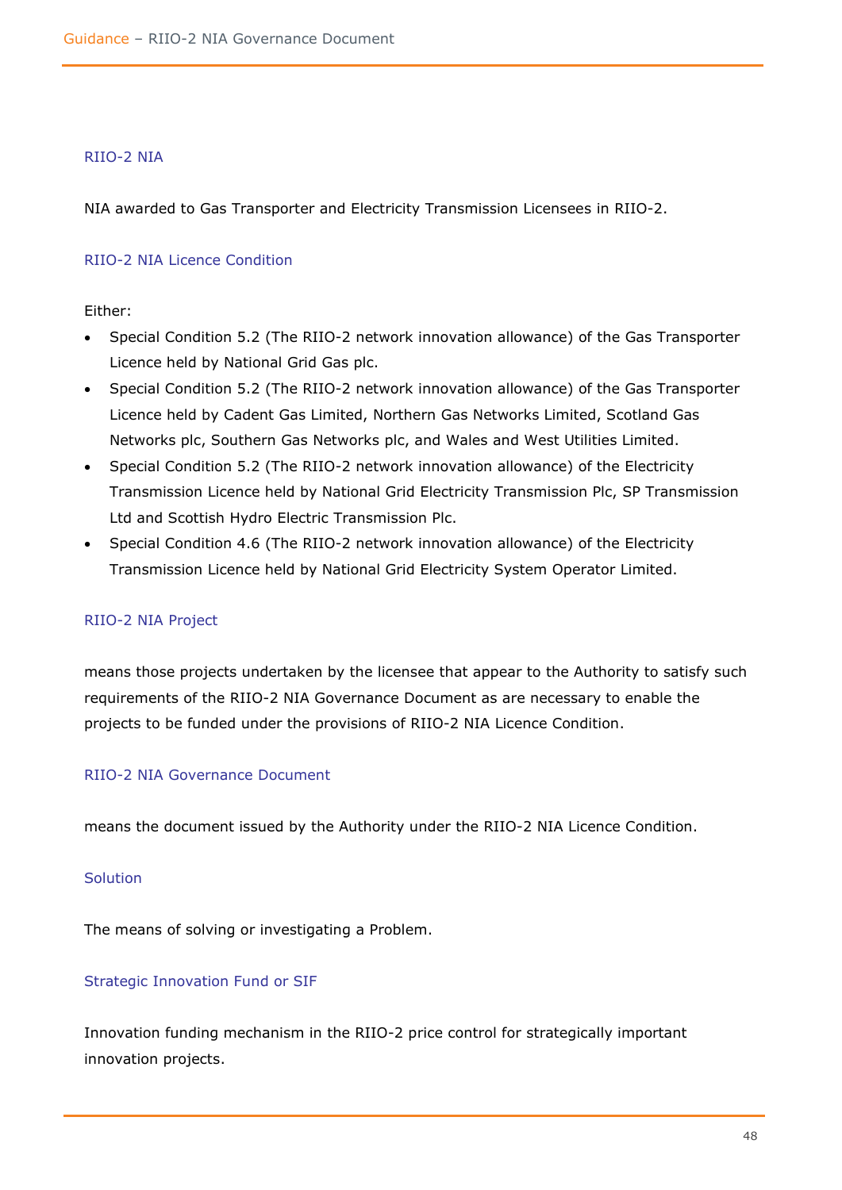### RIIO-2 NIA

NIA awarded to Gas Transporter and Electricity Transmission Licensees in RIIO-2.

### RIIO-2 NIA Licence Condition

Either:

- Special Condition 5.2 (The RIIO-2 network innovation allowance) of the Gas Transporter Licence held by National Grid Gas plc.
- Special Condition 5.2 (The RIIO-2 network innovation allowance) of the Gas Transporter Licence held by Cadent Gas Limited, Northern Gas Networks Limited, Scotland Gas Networks plc, Southern Gas Networks plc, and Wales and West Utilities Limited.
- Special Condition 5.2 (The RIIO-2 network innovation allowance) of the Electricity Transmission Licence held by National Grid Electricity Transmission Plc, SP Transmission Ltd and Scottish Hydro Electric Transmission Plc.
- Special Condition 4.6 (The RIIO-2 network innovation allowance) of the Electricity Transmission Licence held by National Grid Electricity System Operator Limited.

### RIIO-2 NIA Project

means those projects undertaken by the licensee that appear to the Authority to satisfy such requirements of the RIIO-2 NIA Governance Document as are necessary to enable the projects to be funded under the provisions of RIIO-2 NIA Licence Condition.

### RIIO-2 NIA Governance Document

means the document issued by the Authority under the RIIO-2 NIA Licence Condition.

### Solution

The means of solving or investigating a Problem.

### Strategic Innovation Fund or SIF

Innovation funding mechanism in the RIIO-2 price control for strategically important innovation projects.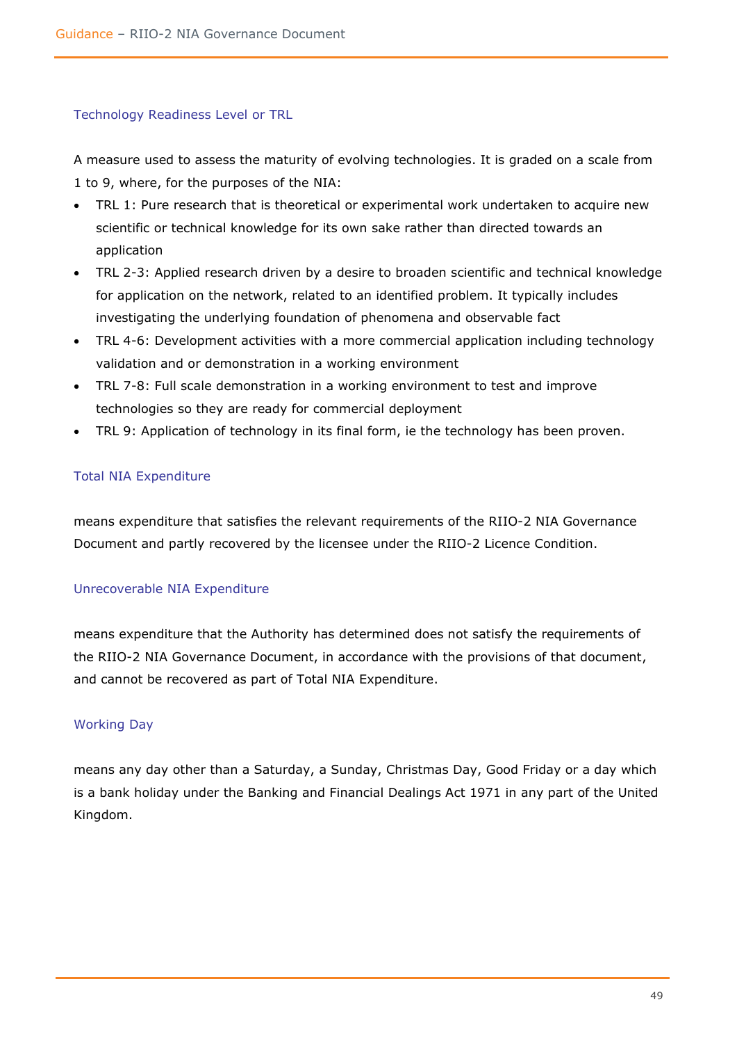### Technology Readiness Level or TRL

A measure used to assess the maturity of evolving technologies. It is graded on a scale from 1 to 9, where, for the purposes of the NIA:

- TRL 1: Pure research that is theoretical or experimental work undertaken to acquire new scientific or technical knowledge for its own sake rather than directed towards an application
- TRL 2-3: Applied research driven by a desire to broaden scientific and technical knowledge for application on the network, related to an identified problem. It typically includes investigating the underlying foundation of phenomena and observable fact
- TRL 4-6: Development activities with a more commercial application including technology validation and or demonstration in a working environment
- TRL 7-8: Full scale demonstration in a working environment to test and improve technologies so they are ready for commercial deployment
- TRL 9: Application of technology in its final form, ie the technology has been proven.

### Total NIA Expenditure

means expenditure that satisfies the relevant requirements of the RIIO-2 NIA Governance Document and partly recovered by the licensee under the RIIO-2 Licence Condition.

### Unrecoverable NIA Expenditure

means expenditure that the Authority has determined does not satisfy the requirements of the RIIO-2 NIA Governance Document, in accordance with the provisions of that document, and cannot be recovered as part of Total NIA Expenditure.

### Working Day

means any day other than a Saturday, a Sunday, Christmas Day, Good Friday or a day which is a bank holiday under the Banking and Financial Dealings Act 1971 in any part of the United Kingdom.